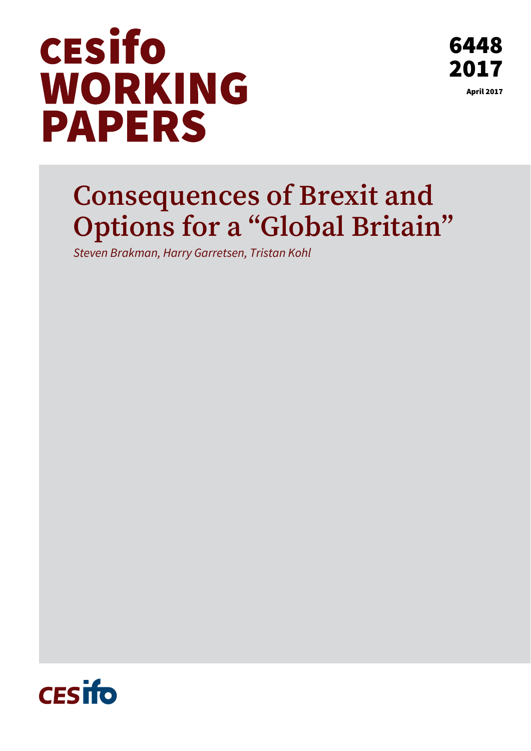# CESifo WORKING PAPERS

6448
2017

April 2017

# Consequences of Brexit and Options for a "Global Britain"

*Steven Brakman, Harry Garretsen, Tristan Kohl*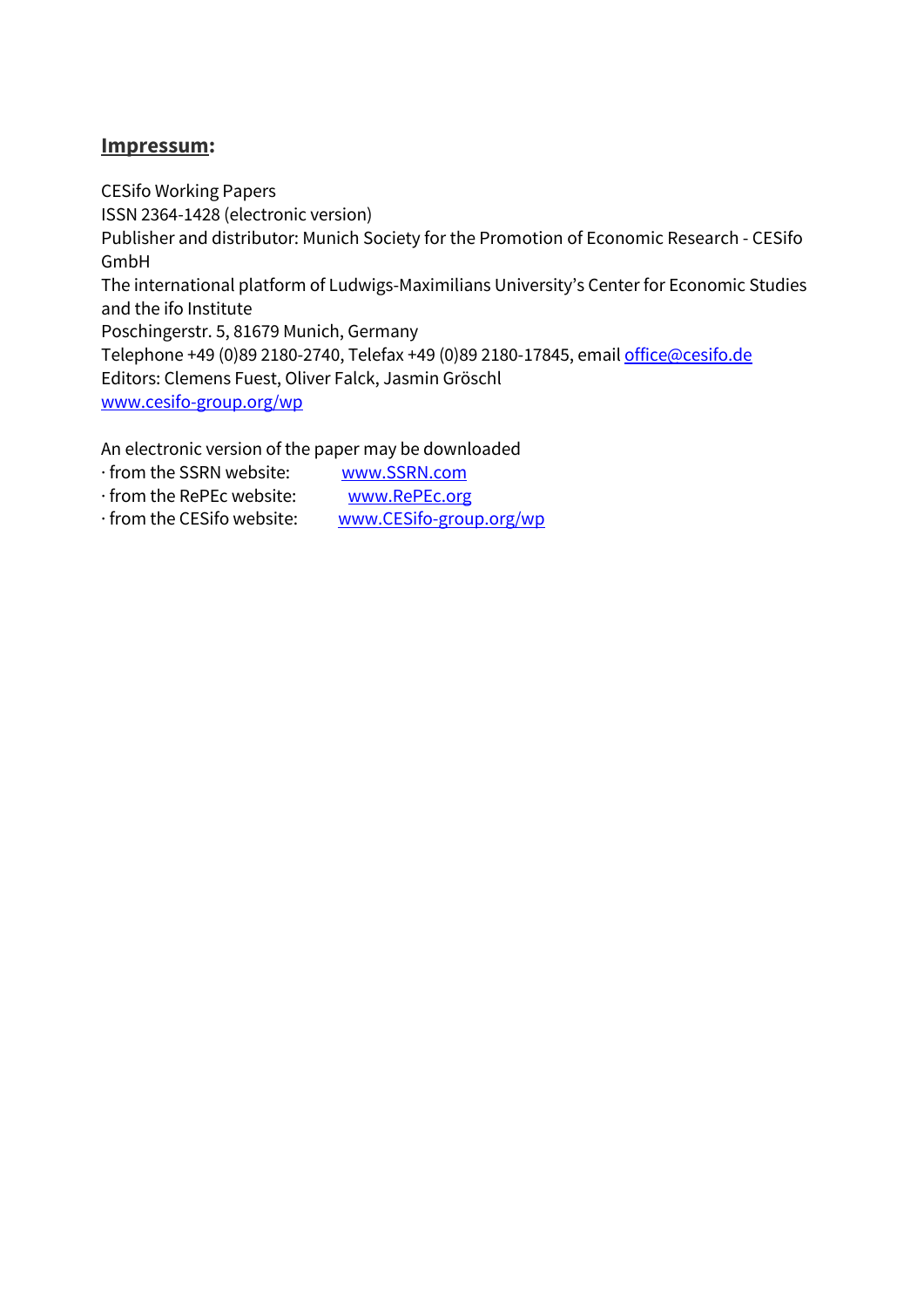**Impressum:**

CESifo Working Papers
ISSN 2364-1428 (electronic version)
Publisher and distributor: Munich Society for the Promotion of Economic Research - CESifo GmbH
The international platform of Ludwigs-Maximilians University's Center for Economic Studies and the ifo Institute
Poschingerstr. 5, 81679 Munich, Germany
Telephone +49 (0)89 2180-2740, Telefax +49 (0)89 2180-17845, email office@cesifo.de
Editors: Clemens Fuest, Oliver Falck, Jasmin Gröschl
www.cesifo-group.org/wp

An electronic version of the paper may be downloaded
· from the SSRN website: www.SSRN.com
· from the RePEc website: www.RePEc.org
· from the CESifo website: www.CESifo-group.org/wp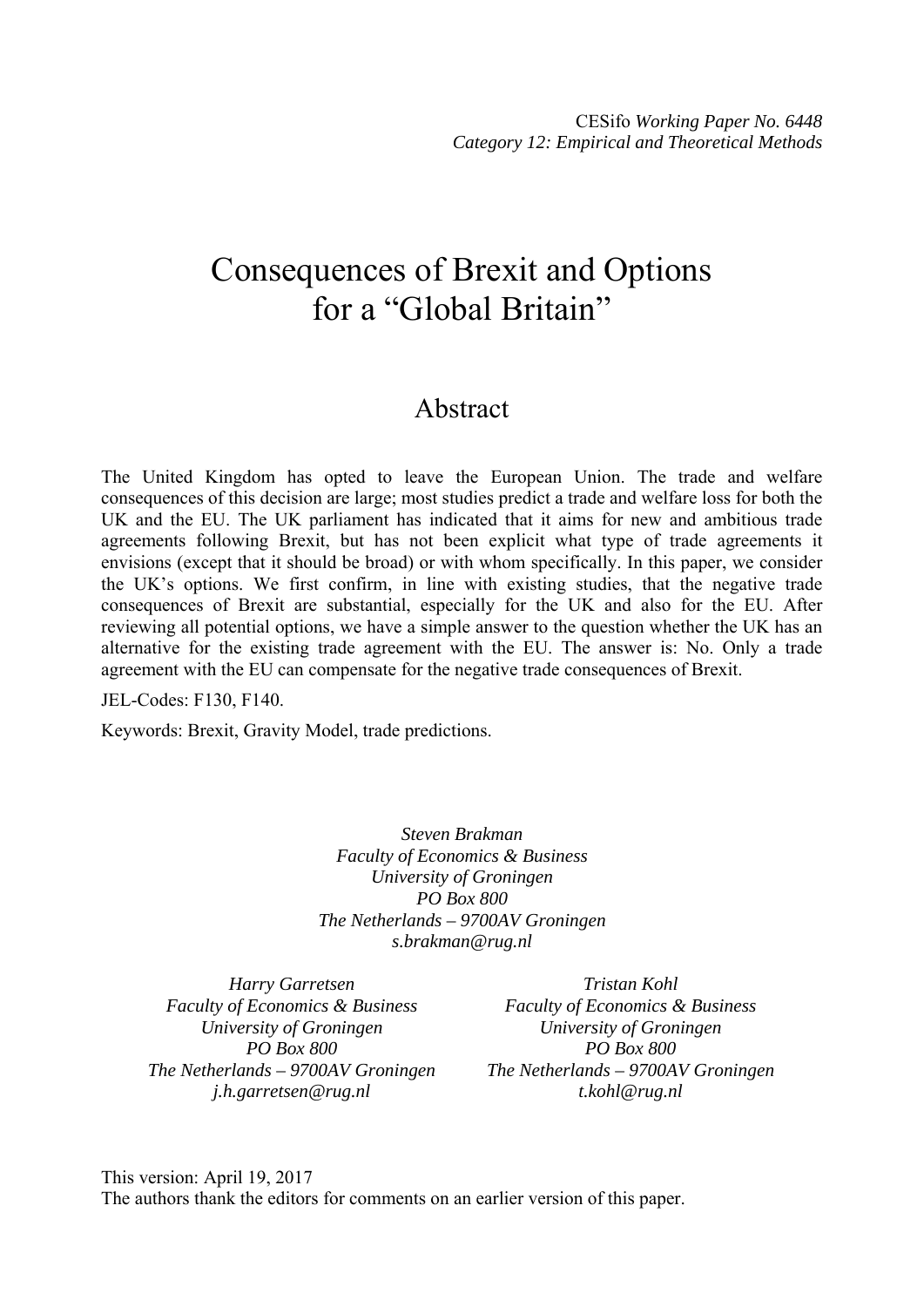CESifo *Working Paper No. 6448*
*Category 12: Empirical and Theoretical Methods*

# Consequences of Brexit and Options for a "Global Britain"

## Abstract

The United Kingdom has opted to leave the European Union. The trade and welfare consequences of this decision are large; most studies predict a trade and welfare loss for both the UK and the EU. The UK parliament has indicated that it aims for new and ambitious trade agreements following Brexit, but has not been explicit what type of trade agreements it envisions (except that it should be broad) or with whom specifically. In this paper, we consider the UK's options. We first confirm, in line with existing studies, that the negative trade consequences of Brexit are substantial, especially for the UK and also for the EU. After reviewing all potential options, we have a simple answer to the question whether the UK has an alternative for the existing trade agreement with the EU. The answer is: No. Only a trade agreement with the EU can compensate for the negative trade consequences of Brexit.

JEL-Codes: F130, F140.

Keywords: Brexit, Gravity Model, trade predictions.

*Steven Brakman*
*Faculty of Economics & Business*
*University of Groningen*
*PO Box 800*
*The Netherlands – 9700AV Groningen*
*s.brakman@rug.nl*

*Harry Garretsen*
*Faculty of Economics & Business*
*University of Groningen*
*PO Box 800*
*The Netherlands – 9700AV Groningen*
*j.h.garretsen@rug.nl*

*Tristan Kohl*
*Faculty of Economics & Business*
*University of Groningen*
*PO Box 800*
*The Netherlands – 9700AV Groningen*
*t.kohl@rug.nl*

This version: April 19, 2017
The authors thank the editors for comments on an earlier version of this paper.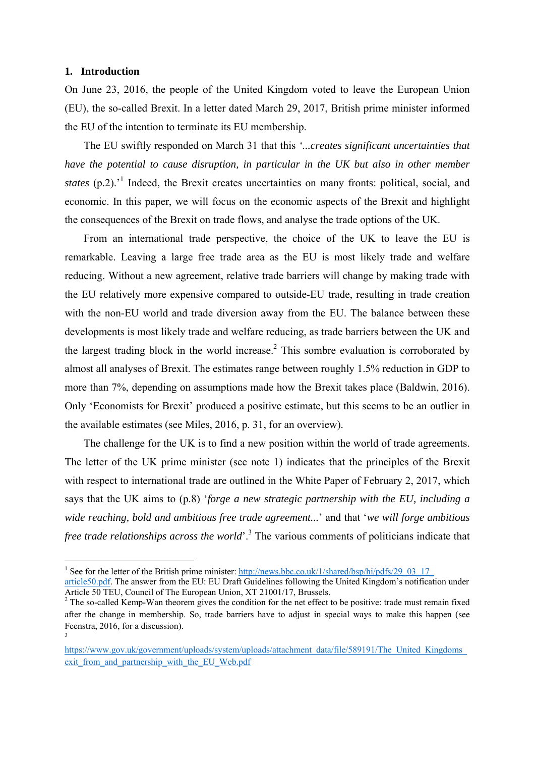## 1. Introduction

On June 23, 2016, the people of the United Kingdom voted to leave the European Union (EU), the so-called Brexit. In a letter dated March 29, 2017, British prime minister informed the EU of the intention to terminate its EU membership.

The EU swiftly responded on March 31 that this '*...creates significant uncertainties that have the potential to cause disruption, in particular in the UK but also in other member states* (p.2).'[1] Indeed, the Brexit creates uncertainties on many fronts: political, social, and economic. In this paper, we will focus on the economic aspects of the Brexit and highlight the consequences of the Brexit on trade flows, and analyse the trade options of the UK.

From an international trade perspective, the choice of the UK to leave the EU is remarkable. Leaving a large free trade area as the EU is most likely trade and welfare reducing. Without a new agreement, relative trade barriers will change by making trade with the EU relatively more expensive compared to outside-EU trade, resulting in trade creation with the non-EU world and trade diversion away from the EU. The balance between these developments is most likely trade and welfare reducing, as trade barriers between the UK and the largest trading block in the world increase.[2] This sombre evaluation is corroborated by almost all analyses of Brexit. The estimates range between roughly 1.5% reduction in GDP to more than 7%, depending on assumptions made how the Brexit takes place (Baldwin, 2016). Only 'Economists for Brexit' produced a positive estimate, but this seems to be an outlier in the available estimates (see Miles, 2016, p. 31, for an overview).

The challenge for the UK is to find a new position within the world of trade agreements. The letter of the UK prime minister (see note 1) indicates that the principles of the Brexit with respect to international trade are outlined in the White Paper of February 2, 2017, which says that the UK aims to (p.8) '*forge a new strategic partnership with the EU, including a wide reaching, bold and ambitious free trade agreement...*' and that '*we will forge ambitious free trade relationships across the world*'.[3] The various comments of politicians indicate that

---

[1] See for the letter of the British prime minister: http://news.bbc.co.uk/1/shared/bsp/hi/pdfs/29_03_17_article50.pdf. The answer from the EU: EU Draft Guidelines following the United Kingdom's notification under Article 50 TEU, Council of The European Union, XT 21001/17, Brussels.

[2] The so-called Kemp-Wan theorem gives the condition for the net effect to be positive: trade must remain fixed after the change in membership. So, trade barriers have to adjust in special ways to make this happen (see Feenstra, 2016, for a discussion).

[3] https://www.gov.uk/government/uploads/system/uploads/attachment_data/file/589191/The_United_Kingdoms_exit_from_and_partnership_with_the_EU_Web.pdf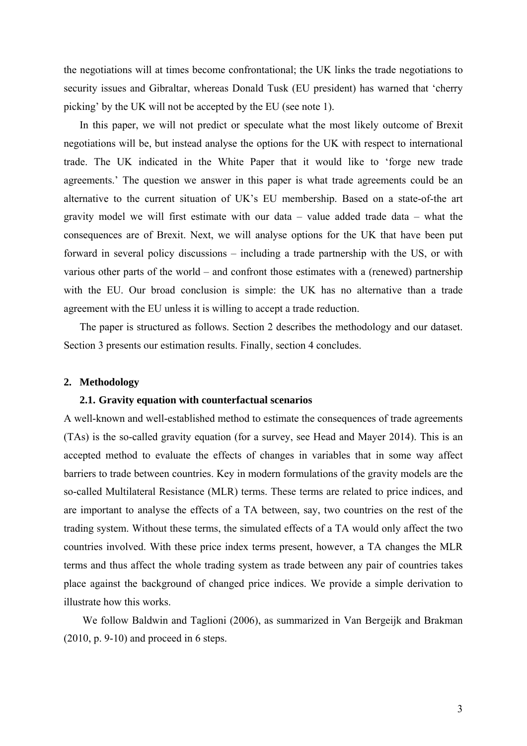the negotiations will at times become confrontational; the UK links the trade negotiations to security issues and Gibraltar, whereas Donald Tusk (EU president) has warned that 'cherry picking' by the UK will not be accepted by the EU (see note 1).

In this paper, we will not predict or speculate what the most likely outcome of Brexit negotiations will be, but instead analyse the options for the UK with respect to international trade. The UK indicated in the White Paper that it would like to 'forge new trade agreements.' The question we answer in this paper is what trade agreements could be an alternative to the current situation of UK's EU membership. Based on a state-of-the art gravity model we will first estimate with our data – value added trade data – what the consequences are of Brexit. Next, we will analyse options for the UK that have been put forward in several policy discussions – including a trade partnership with the US, or with various other parts of the world – and confront those estimates with a (renewed) partnership with the EU. Our broad conclusion is simple: the UK has no alternative than a trade agreement with the EU unless it is willing to accept a trade reduction.

The paper is structured as follows. Section 2 describes the methodology and our dataset. Section 3 presents our estimation results. Finally, section 4 concludes.

## 2. Methodology

### 2.1. Gravity equation with counterfactual scenarios

A well-known and well-established method to estimate the consequences of trade agreements (TAs) is the so-called gravity equation (for a survey, see Head and Mayer 2014). This is an accepted method to evaluate the effects of changes in variables that in some way affect barriers to trade between countries. Key in modern formulations of the gravity models are the so-called Multilateral Resistance (MLR) terms. These terms are related to price indices, and are important to analyse the effects of a TA between, say, two countries on the rest of the trading system. Without these terms, the simulated effects of a TA would only affect the two countries involved. With these price index terms present, however, a TA changes the MLR terms and thus affect the whole trading system as trade between any pair of countries takes place against the background of changed price indices. We provide a simple derivation to illustrate how this works.

We follow Baldwin and Taglioni (2006), as summarized in Van Bergeijk and Brakman (2010, p. 9-10) and proceed in 6 steps.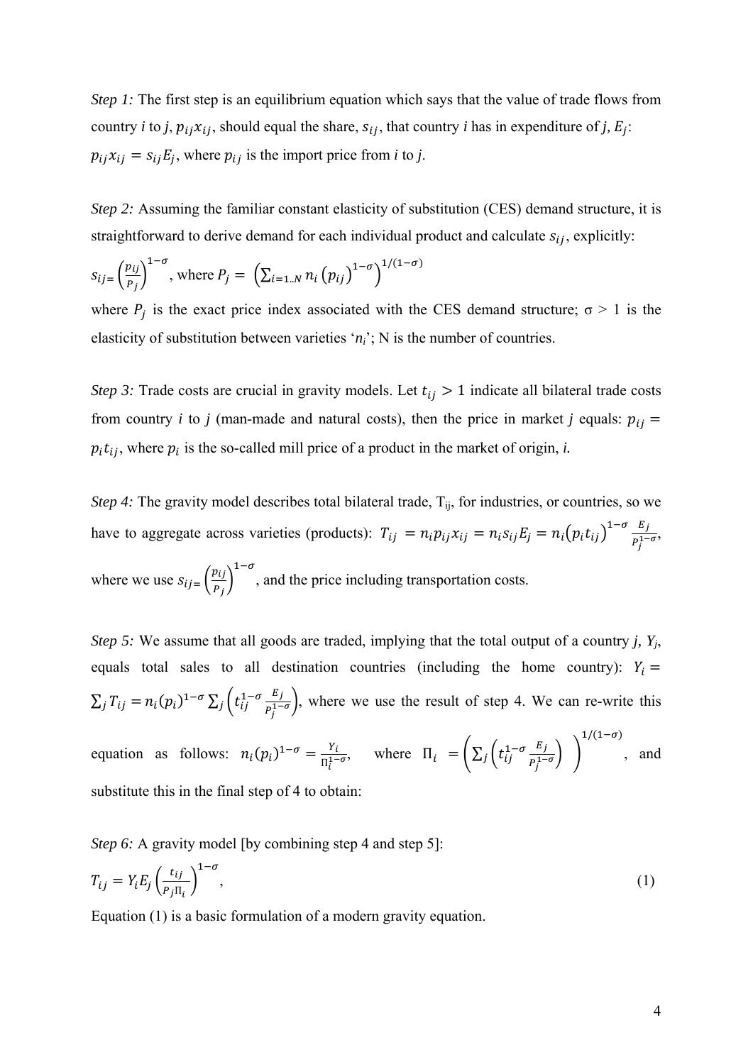*Step 1:* The first step is an equilibrium equation which says that the value of trade flows from country *i* to *j*, $p_{ij}x_{ij}$, should equal the share, $s_{ij}$, that country *i* has in expenditure of *j*, $E_j$: $p_{ij}x_{ij} = s_{ij}E_j$, where $p_{ij}$ is the import price from *i* to *j*.

*Step 2:* Assuming the familiar constant elasticity of substitution (CES) demand structure, it is straightforward to derive demand for each individual product and calculate $s_{ij}$, explicitly: $s_{ij} = \left(\frac{p_{ij}}{P_j}\right)^{1-\sigma}$, where $P_j = \left(\sum_{i=1..N} n_i \left(p_{ij}\right)^{1-\sigma}\right)^{1/(1-\sigma)}$

where $P_j$ is the exact price index associated with the CES demand structure; σ > 1 is the elasticity of substitution between varieties '$n_i$'; N is the number of countries.

*Step 3:* Trade costs are crucial in gravity models. Let $t_{ij} > 1$ indicate all bilateral trade costs from country *i* to *j* (man-made and natural costs), then the price in market *j* equals: $p_{ij} = p_i t_{ij}$, where $p_i$ is the so-called mill price of a product in the market of origin, *i*.

*Step 4:* The gravity model describes total bilateral trade, $T_{ij}$, for industries, or countries, so we have to aggregate across varieties (products): $T_{ij} = n_i p_{ij} x_{ij} = n_i s_{ij} E_j = n_i \left(p_i t_{ij}\right)^{1-\sigma} \frac{E_j}{P_j^{1-\sigma}}$, where we use $s_{ij} = \left(\frac{p_{ij}}{P_j}\right)^{1-\sigma}$, and the price including transportation costs.

*Step 5:* We assume that all goods are traded, implying that the total output of a country *j*, $Y_j$, equals total sales to all destination countries (including the home country): $Y_i = \sum_j T_{ij} = n_i (p_i)^{1-\sigma} \sum_j \left(t_{ij}^{1-\sigma} \frac{E_j}{P_j^{1-\sigma}}\right)$, where we use the result of step 4. We can re-write this equation as follows: $n_i (p_i)^{1-\sigma} = \frac{Y_i}{\Pi_i^{1-\sigma}}$, where $\Pi_i = \left(\sum_j \left(t_{ij}^{1-\sigma} \frac{E_j}{P_j^{1-\sigma}}\right)\right)^{1/(1-\sigma)}$, and substitute this in the final step of 4 to obtain:

*Step 6:* A gravity model [by combining step 4 and step 5]:

$$T_{ij} = Y_i E_j \left(\frac{t_{ij}}{P_j \Pi_i}\right)^{1-\sigma}, \qquad (1)$$

Equation (1) is a basic formulation of a modern gravity equation.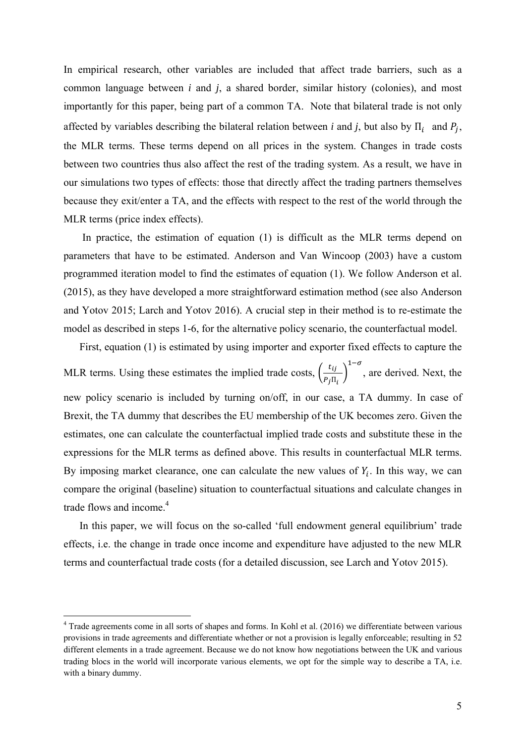In empirical research, other variables are included that affect trade barriers, such as a common language between *i* and *j*, a shared border, similar history (colonies), and most importantly for this paper, being part of a common TA. Note that bilateral trade is not only affected by variables describing the bilateral relation between *i* and *j*, but also by $\Pi_i$ and $P_j$, the MLR terms. These terms depend on all prices in the system. Changes in trade costs between two countries thus also affect the rest of the trading system. As a result, we have in our simulations two types of effects: those that directly affect the trading partners themselves because they exit/enter a TA, and the effects with respect to the rest of the world through the MLR terms (price index effects).

In practice, the estimation of equation (1) is difficult as the MLR terms depend on parameters that have to be estimated. Anderson and Van Wincoop (2003) have a custom programmed iteration model to find the estimates of equation (1). We follow Anderson et al. (2015), as they have developed a more straightforward estimation method (see also Anderson and Yotov 2015; Larch and Yotov 2016). A crucial step in their method is to re-estimate the model as described in steps 1-6, for the alternative policy scenario, the counterfactual model.

First, equation (1) is estimated by using importer and exporter fixed effects to capture the MLR terms. Using these estimates the implied trade costs, $\left(\frac{t_{ij}}{P_j \Pi_i}\right)^{1-\sigma}$, are derived. Next, the new policy scenario is included by turning on/off, in our case, a TA dummy. In case of Brexit, the TA dummy that describes the EU membership of the UK becomes zero. Given the estimates, one can calculate the counterfactual implied trade costs and substitute these in the expressions for the MLR terms as defined above. This results in counterfactual MLR terms. By imposing market clearance, one can calculate the new values of $Y_i$. In this way, we can compare the original (baseline) situation to counterfactual situations and calculate changes in trade flows and income.[4]

In this paper, we will focus on the so-called 'full endowment general equilibrium' trade effects, i.e. the change in trade once income and expenditure have adjusted to the new MLR terms and counterfactual trade costs (for a detailed discussion, see Larch and Yotov 2015).

---

[4] Trade agreements come in all sorts of shapes and forms. In Kohl et al. (2016) we differentiate between various provisions in trade agreements and differentiate whether or not a provision is legally enforceable; resulting in 52 different elements in a trade agreement. Because we do not know how negotiations between the UK and various trading blocs in the world will incorporate various elements, we opt for the simple way to describe a TA, i.e. with a binary dummy.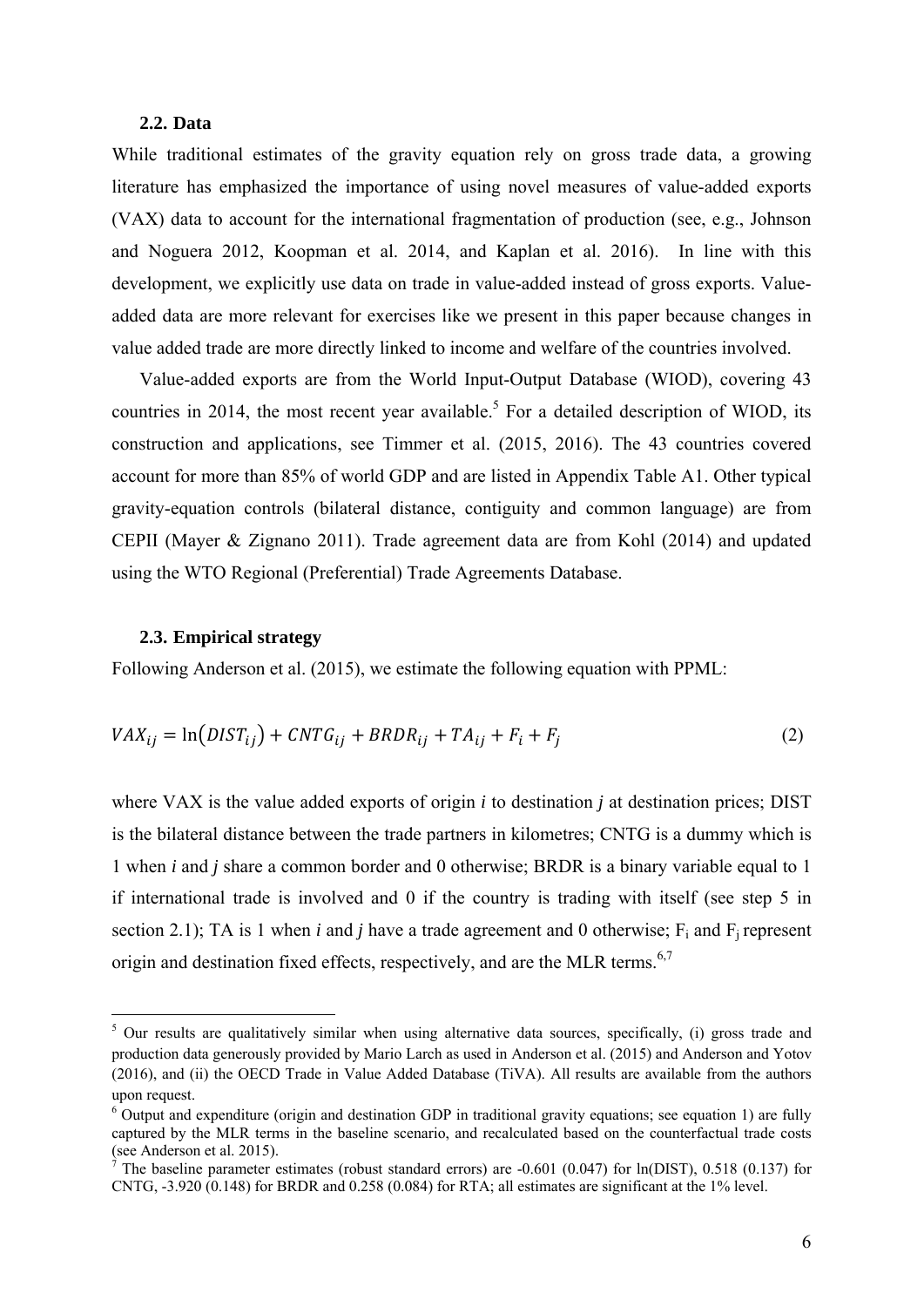### 2.2. Data

While traditional estimates of the gravity equation rely on gross trade data, a growing literature has emphasized the importance of using novel measures of value-added exports (VAX) data to account for the international fragmentation of production (see, e.g., Johnson and Noguera 2012, Koopman et al. 2014, and Kaplan et al. 2016). In line with this development, we explicitly use data on trade in value-added instead of gross exports. Value-added data are more relevant for exercises like we present in this paper because changes in value added trade are more directly linked to income and welfare of the countries involved.

Value-added exports are from the World Input-Output Database (WIOD), covering 43 countries in 2014, the most recent year available.[5] For a detailed description of WIOD, its construction and applications, see Timmer et al. (2015, 2016). The 43 countries covered account for more than 85% of world GDP and are listed in Appendix Table A1. Other typical gravity-equation controls (bilateral distance, contiguity and common language) are from CEPII (Mayer & Zignano 2011). Trade agreement data are from Kohl (2014) and updated using the WTO Regional (Preferential) Trade Agreements Database.

### 2.3. Empirical strategy

Following Anderson et al. (2015), we estimate the following equation with PPML:

$$VAX_{ij} = \ln\left(DIST_{ij}\right) + CNTG_{ij} + BRDR_{ij} + TA_{ij} + F_i + F_j \tag{2}$$

where VAX is the value added exports of origin *i* to destination *j* at destination prices; DIST is the bilateral distance between the trade partners in kilometres; CNTG is a dummy which is 1 when *i* and *j* share a common border and 0 otherwise; BRDR is a binary variable equal to 1 if international trade is involved and 0 if the country is trading with itself (see step 5 in section 2.1); TA is 1 when *i* and *j* have a trade agreement and 0 otherwise; $F_i$ and $F_j$ represent origin and destination fixed effects, respectively, and are the MLR terms.[6,7]

---

[5] Our results are qualitatively similar when using alternative data sources, specifically, (i) gross trade and production data generously provided by Mario Larch as used in Anderson et al. (2015) and Anderson and Yotov (2016), and (ii) the OECD Trade in Value Added Database (TiVA). All results are available from the authors upon request.

[6] Output and expenditure (origin and destination GDP in traditional gravity equations; see equation 1) are fully captured by the MLR terms in the baseline scenario, and recalculated based on the counterfactual trade costs (see Anderson et al. 2015).

[7] The baseline parameter estimates (robust standard errors) are -0.601 (0.047) for ln(DIST), 0.518 (0.137) for CNTG, -3.920 (0.148) for BRDR and 0.258 (0.084) for RTA; all estimates are significant at the 1% level.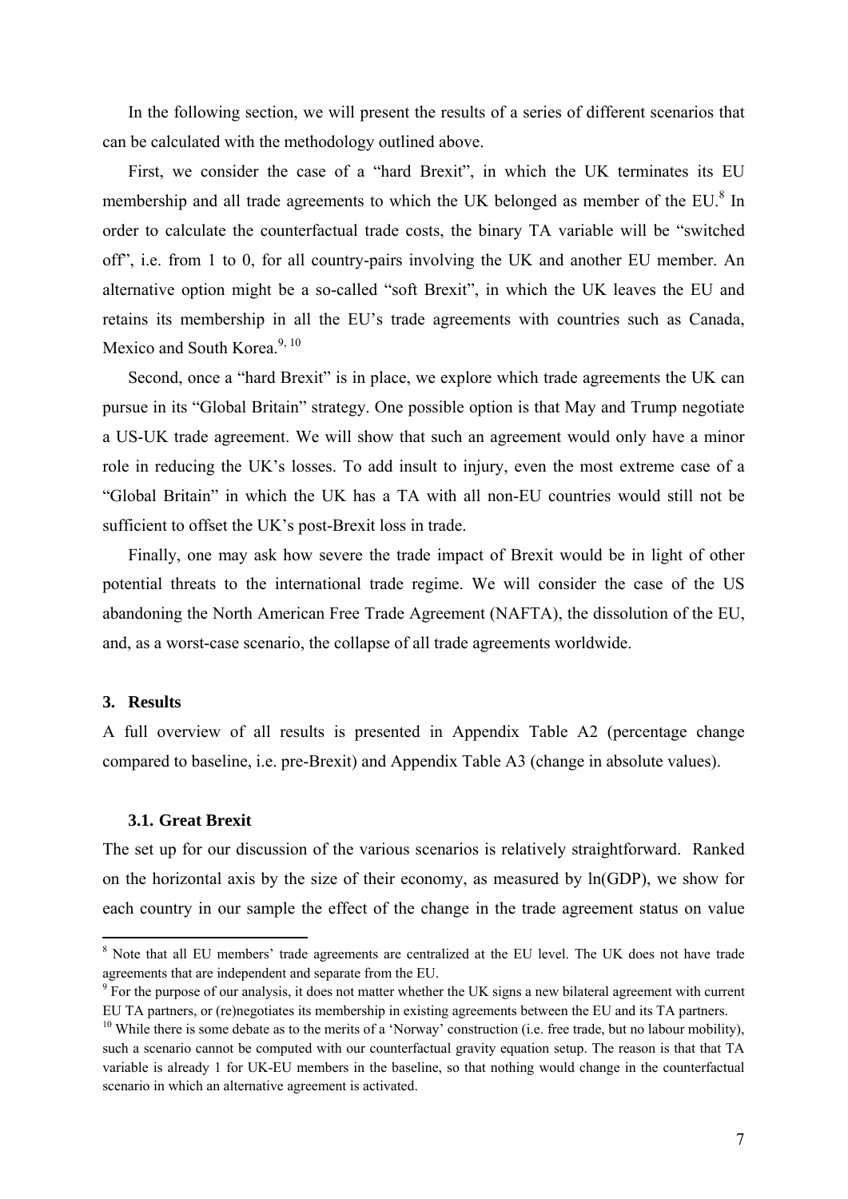In the following section, we will present the results of a series of different scenarios that can be calculated with the methodology outlined above.

First, we consider the case of a "hard Brexit", in which the UK terminates its EU membership and all trade agreements to which the UK belonged as member of the EU.[8] In order to calculate the counterfactual trade costs, the binary TA variable will be "switched off", i.e. from 1 to 0, for all country-pairs involving the UK and another EU member. An alternative option might be a so-called "soft Brexit", in which the UK leaves the EU and retains its membership in all the EU's trade agreements with countries such as Canada, Mexico and South Korea.[9, 10]

Second, once a "hard Brexit" is in place, we explore which trade agreements the UK can pursue in its "Global Britain" strategy. One possible option is that May and Trump negotiate a US-UK trade agreement. We will show that such an agreement would only have a minor role in reducing the UK's losses. To add insult to injury, even the most extreme case of a "Global Britain" in which the UK has a TA with all non-EU countries would still not be sufficient to offset the UK's post-Brexit loss in trade.

Finally, one may ask how severe the trade impact of Brexit would be in light of other potential threats to the international trade regime. We will consider the case of the US abandoning the North American Free Trade Agreement (NAFTA), the dissolution of the EU, and, as a worst-case scenario, the collapse of all trade agreements worldwide.

## 3. Results

A full overview of all results is presented in Appendix Table A2 (percentage change compared to baseline, i.e. pre-Brexit) and Appendix Table A3 (change in absolute values).

### 3.1. Great Brexit

The set up for our discussion of the various scenarios is relatively straightforward. Ranked on the horizontal axis by the size of their economy, as measured by ln(GDP), we show for each country in our sample the effect of the change in the trade agreement status on value

---

[8] Note that all EU members' trade agreements are centralized at the EU level. The UK does not have trade agreements that are independent and separate from the EU.

[9] For the purpose of our analysis, it does not matter whether the UK signs a new bilateral agreement with current EU TA partners, or (re)negotiates its membership in existing agreements between the EU and its TA partners.

[10] While there is some debate as to the merits of a 'Norway' construction (i.e. free trade, but no labour mobility), such a scenario cannot be computed with our counterfactual gravity equation setup. The reason is that that TA variable is already 1 for UK-EU members in the baseline, so that nothing would change in the counterfactual scenario in which an alternative agreement is activated.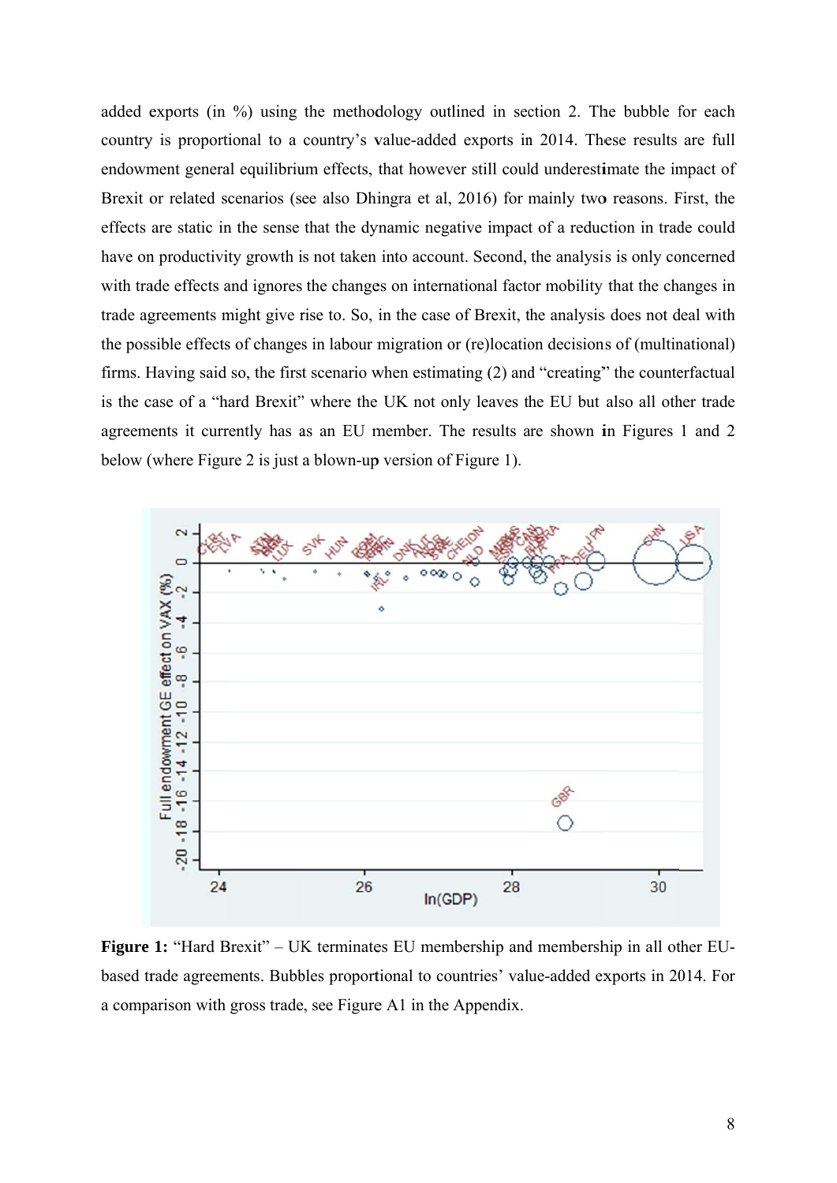added exports (in %) using the methodology outlined in section 2. The bubble for each country is proportional to a country's value-added exports in 2014. These results are full endowment general equilibrium effects, that however still could underestimate the impact of Brexit or related scenarios (see also Dhingra et al, 2016) for mainly two reasons. First, the effects are static in the sense that the dynamic negative impact of a reduction in trade could have on productivity growth is not taken into account. Second, the analysis is only concerned with trade effects and ignores the changes on international factor mobility that the changes in trade agreements might give rise to. So, in the case of Brexit, the analysis does not deal with the possible effects of changes in labour migration or (re)location decisions of (multinational) firms. Having said so, the first scenario when estimating (2) and "creating" the counterfactual is the case of a "hard Brexit" where the UK not only leaves the EU but also all other trade agreements it currently has as an EU member. The results are shown in Figures 1 and 2 below (where Figure 2 is just a blown-up version of Figure 1).

**Figure 1:** "Hard Brexit" – UK terminates EU membership and membership in all other EU-based trade agreements. Bubbles proportional to countries' value-added exports in 2014. For a comparison with gross trade, see Figure A1 in the Appendix.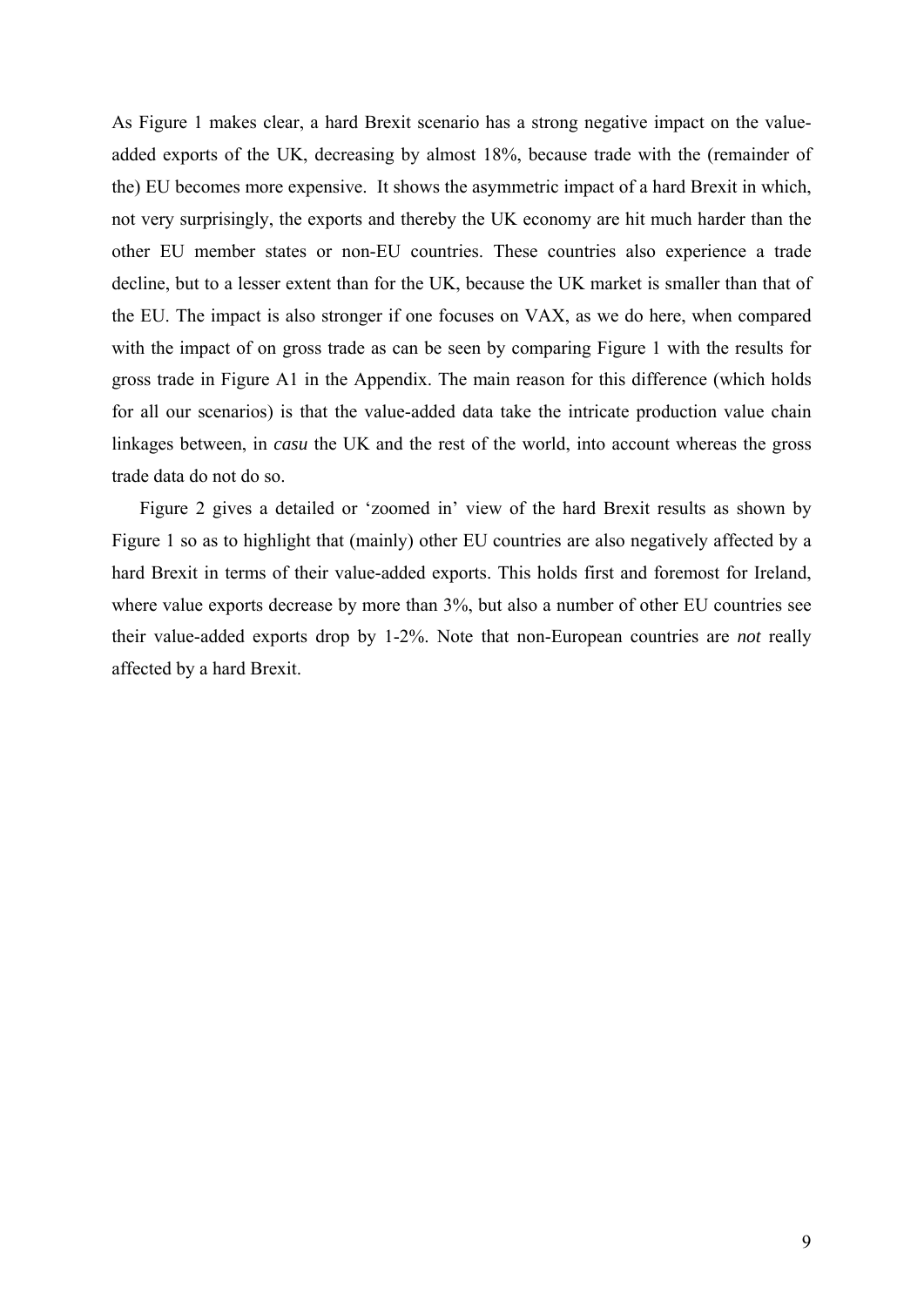As Figure 1 makes clear, a hard Brexit scenario has a strong negative impact on the value-added exports of the UK, decreasing by almost 18%, because trade with the (remainder of the) EU becomes more expensive.  It shows the asymmetric impact of a hard Brexit in which, not very surprisingly, the exports and thereby the UK economy are hit much harder than the other EU member states or non-EU countries. These countries also experience a trade decline, but to a lesser extent than for the UK, because the UK market is smaller than that of the EU. The impact is also stronger if one focuses on VAX, as we do here, when compared with the impact of on gross trade as can be seen by comparing Figure 1 with the results for gross trade in Figure A1 in the Appendix. The main reason for this difference (which holds for all our scenarios) is that the value-added data take the intricate production value chain linkages between, in *casu* the UK and the rest of the world, into account whereas the gross trade data do not do so.

Figure 2 gives a detailed or 'zoomed in' view of the hard Brexit results as shown by Figure 1 so as to highlight that (mainly) other EU countries are also negatively affected by a hard Brexit in terms of their value-added exports. This holds first and foremost for Ireland, where value exports decrease by more than 3%, but also a number of other EU countries see their value-added exports drop by 1-2%. Note that non-European countries are *not* really affected by a hard Brexit.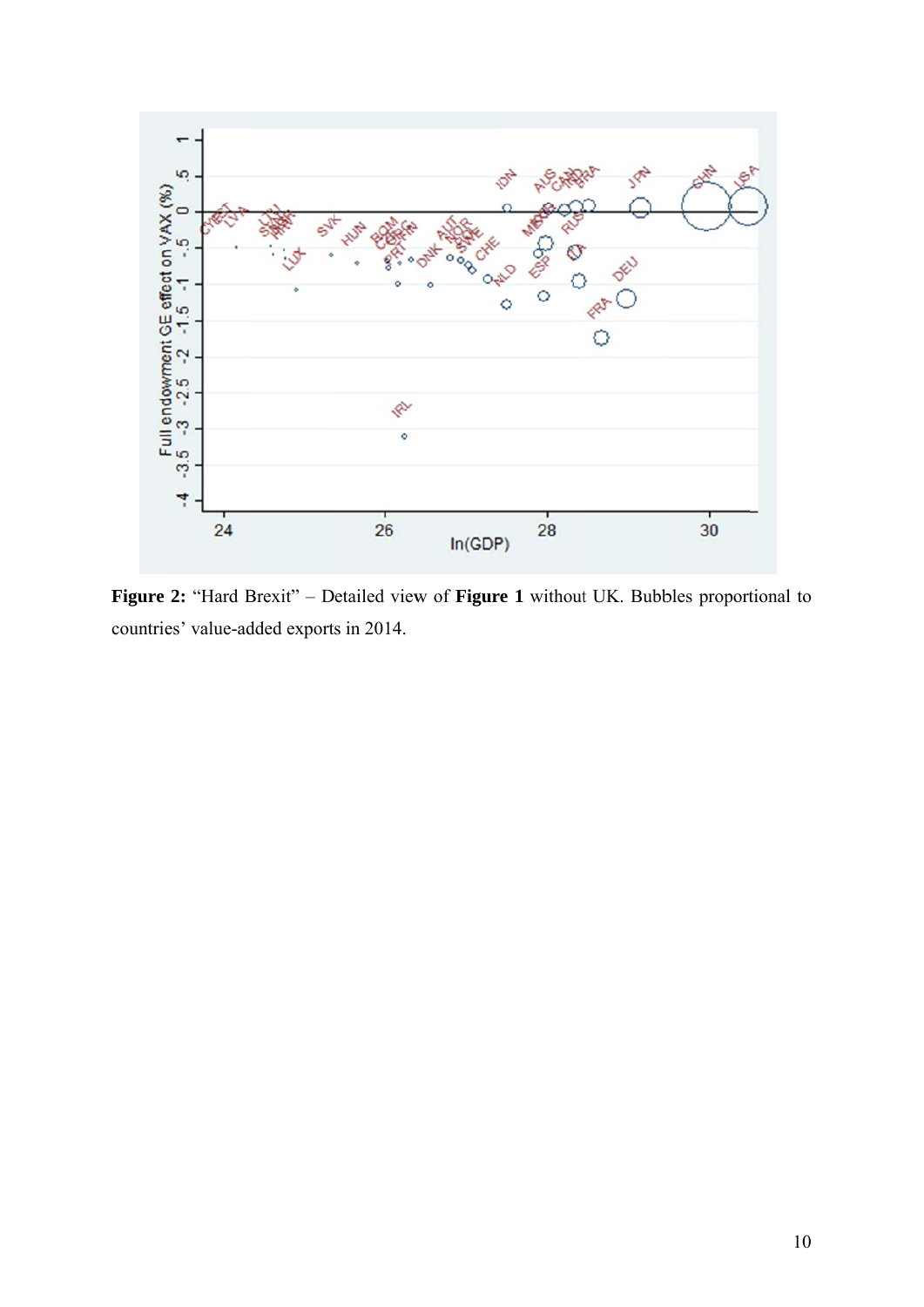**Figure 2:** "Hard Brexit" – Detailed view of **Figure 1** without UK. Bubbles proportional to countries' value-added exports in 2014.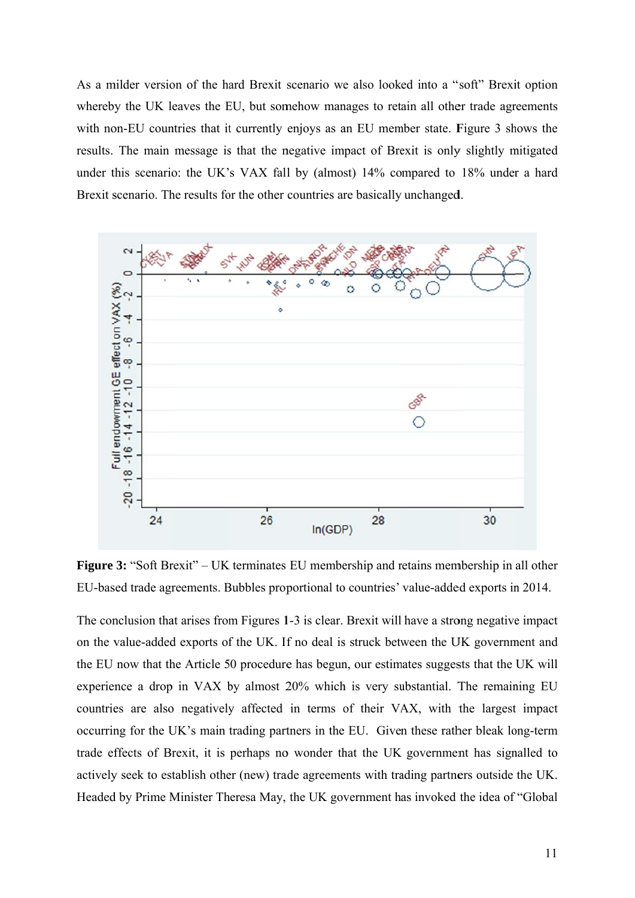As a milder version of the hard Brexit scenario we also looked into a "soft" Brexit option whereby the UK leaves the EU, but somehow manages to retain all other trade agreements with non-EU countries that it currently enjoys as an EU member state. Figure 3 shows the results. The main message is that the negative impact of Brexit is only slightly mitigated under this scenario: the UK's VAX fall by (almost) 14% compared to 18% under a hard Brexit scenario. The results for the other countries are basically unchanged.

**Figure 3:** "Soft Brexit" – UK terminates EU membership and retains membership in all other EU-based trade agreements. Bubbles proportional to countries' value-added exports in 2014.

The conclusion that arises from Figures 1-3 is clear. Brexit will have a strong negative impact on the value-added exports of the UK. If no deal is struck between the UK government and the EU now that the Article 50 procedure has begun, our estimates suggests that the UK will experience a drop in VAX by almost 20% which is very substantial. The remaining EU countries are also negatively affected in terms of their VAX, with the largest impact occurring for the UK's main trading partners in the EU. Given these rather bleak long-term trade effects of Brexit, it is perhaps no wonder that the UK government has signalled to actively seek to establish other (new) trade agreements with trading partners outside the UK. Headed by Prime Minister Theresa May, the UK government has invoked the idea of "Global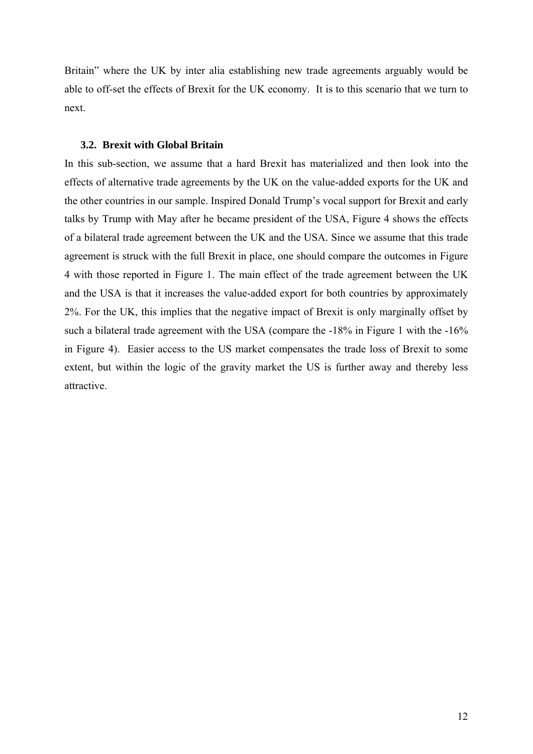Britain" where the UK by inter alia establishing new trade agreements arguably would be able to off-set the effects of Brexit for the UK economy. It is to this scenario that we turn to next.

### 3.2. Brexit with Global Britain

In this sub-section, we assume that a hard Brexit has materialized and then look into the effects of alternative trade agreements by the UK on the value-added exports for the UK and the other countries in our sample. Inspired Donald Trump's vocal support for Brexit and early talks by Trump with May after he became president of the USA, Figure 4 shows the effects of a bilateral trade agreement between the UK and the USA. Since we assume that this trade agreement is struck with the full Brexit in place, one should compare the outcomes in Figure 4 with those reported in Figure 1. The main effect of the trade agreement between the UK and the USA is that it increases the value-added export for both countries by approximately 2%. For the UK, this implies that the negative impact of Brexit is only marginally offset by such a bilateral trade agreement with the USA (compare the -18% in Figure 1 with the -16% in Figure 4). Easier access to the US market compensates the trade loss of Brexit to some extent, but within the logic of the gravity market the US is further away and thereby less attractive.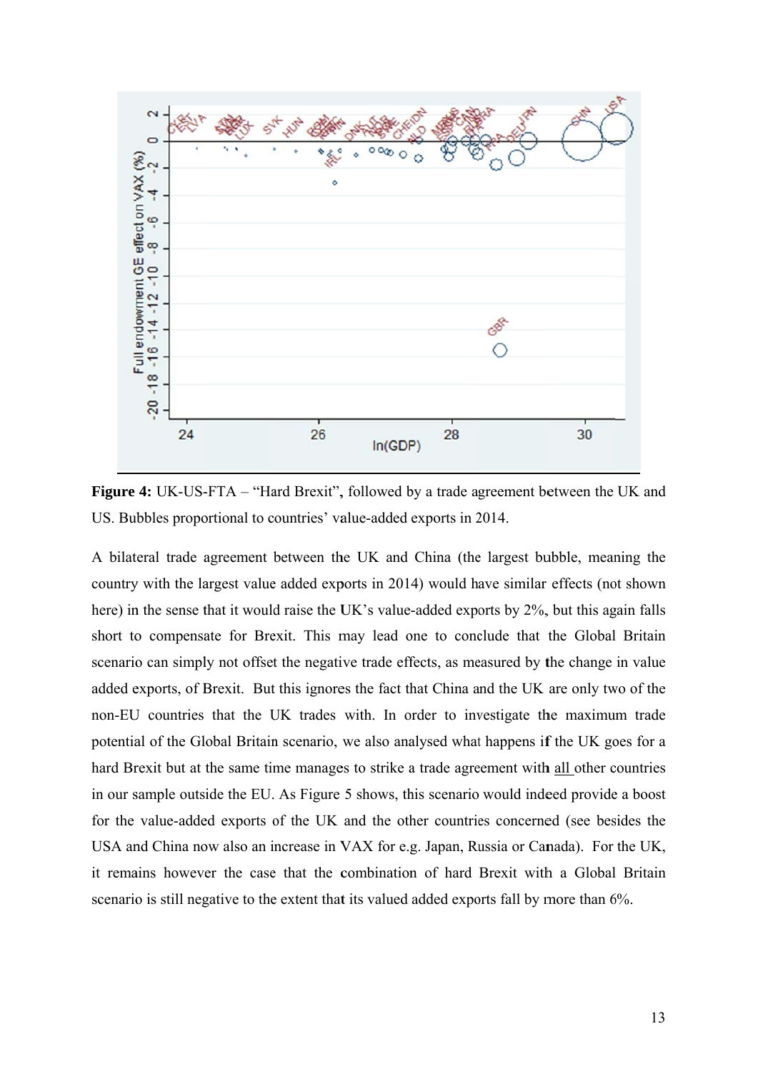**Figure 4:** UK-US-FTA – "Hard Brexit", followed by a trade agreement between the UK and US. Bubbles proportional to countries' value-added exports in 2014.

A bilateral trade agreement between the UK and China (the largest bubble, meaning the country with the largest value added exports in 2014) would have similar effects (not shown here) in the sense that it would raise the UK's value-added exports by 2%, but this again falls short to compensate for Brexit. This may lead one to conclude that the Global Britain scenario can simply not offset the negative trade effects, as measured by the change in value added exports, of Brexit. But this ignores the fact that China and the UK are only two of the non-EU countries that the UK trades with. In order to investigate the maximum trade potential of the Global Britain scenario, we also analysed what happens if the UK goes for a hard Brexit but at the same time manages to strike a trade agreement with all other countries in our sample outside the EU. As Figure 5 shows, this scenario would indeed provide a boost for the value-added exports of the UK and the other countries concerned (see besides the USA and China now also an increase in VAX for e.g. Japan, Russia or Canada). For the UK, it remains however the case that the combination of hard Brexit with a Global Britain scenario is still negative to the extent that its valued added exports fall by more than 6%.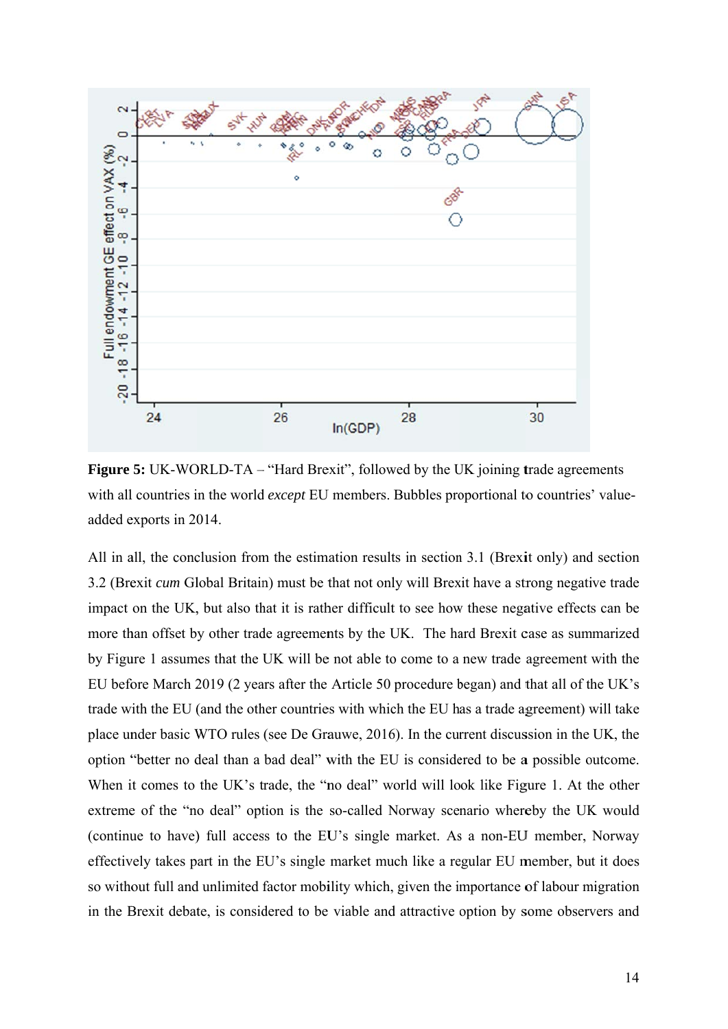**Figure 5:** UK-WORLD-TA – "Hard Brexit", followed by the UK joining trade agreements with all countries in the world *except* EU members. Bubbles proportional to countries' value-added exports in 2014.

All in all, the conclusion from the estimation results in section 3.1 (Brexit only) and section 3.2 (Brexit *cum* Global Britain) must be that not only will Brexit have a strong negative trade impact on the UK, but also that it is rather difficult to see how these negative effects can be more than offset by other trade agreements by the UK. The hard Brexit case as summarized by Figure 1 assumes that the UK will be not able to come to a new trade agreement with the EU before March 2019 (2 years after the Article 50 procedure began) and that all of the UK's trade with the EU (and the other countries with which the EU has a trade agreement) will take place under basic WTO rules (see De Grauwe, 2016). In the current discussion in the UK, the option "better no deal than a bad deal" with the EU is considered to be a possible outcome. When it comes to the UK's trade, the "no deal" world will look like Figure 1. At the other extreme of the "no deal" option is the so-called Norway scenario whereby the UK would (continue to have) full access to the EU's single market. As a non-EU member, Norway effectively takes part in the EU's single market much like a regular EU member, but it does so without full and unlimited factor mobility which, given the importance of labour migration in the Brexit debate, is considered to be viable and attractive option by some observers and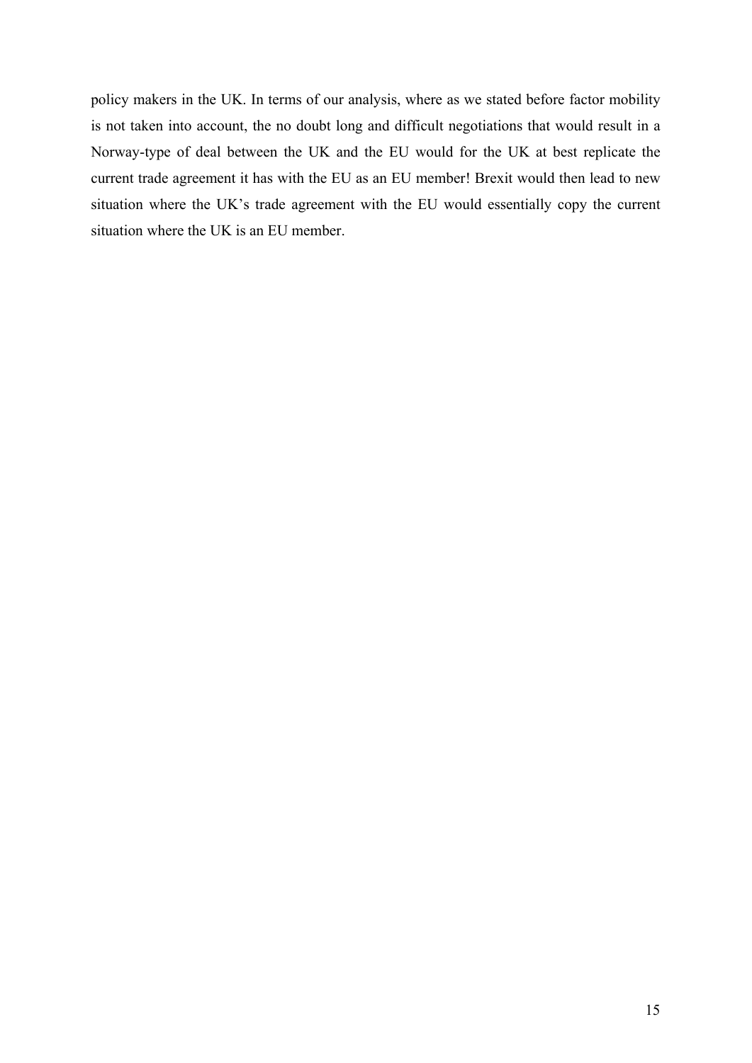policy makers in the UK. In terms of our analysis, where as we stated before factor mobility is not taken into account, the no doubt long and difficult negotiations that would result in a Norway-type of deal between the UK and the EU would for the UK at best replicate the current trade agreement it has with the EU as an EU member! Brexit would then lead to new situation where the UK's trade agreement with the EU would essentially copy the current situation where the UK is an EU member.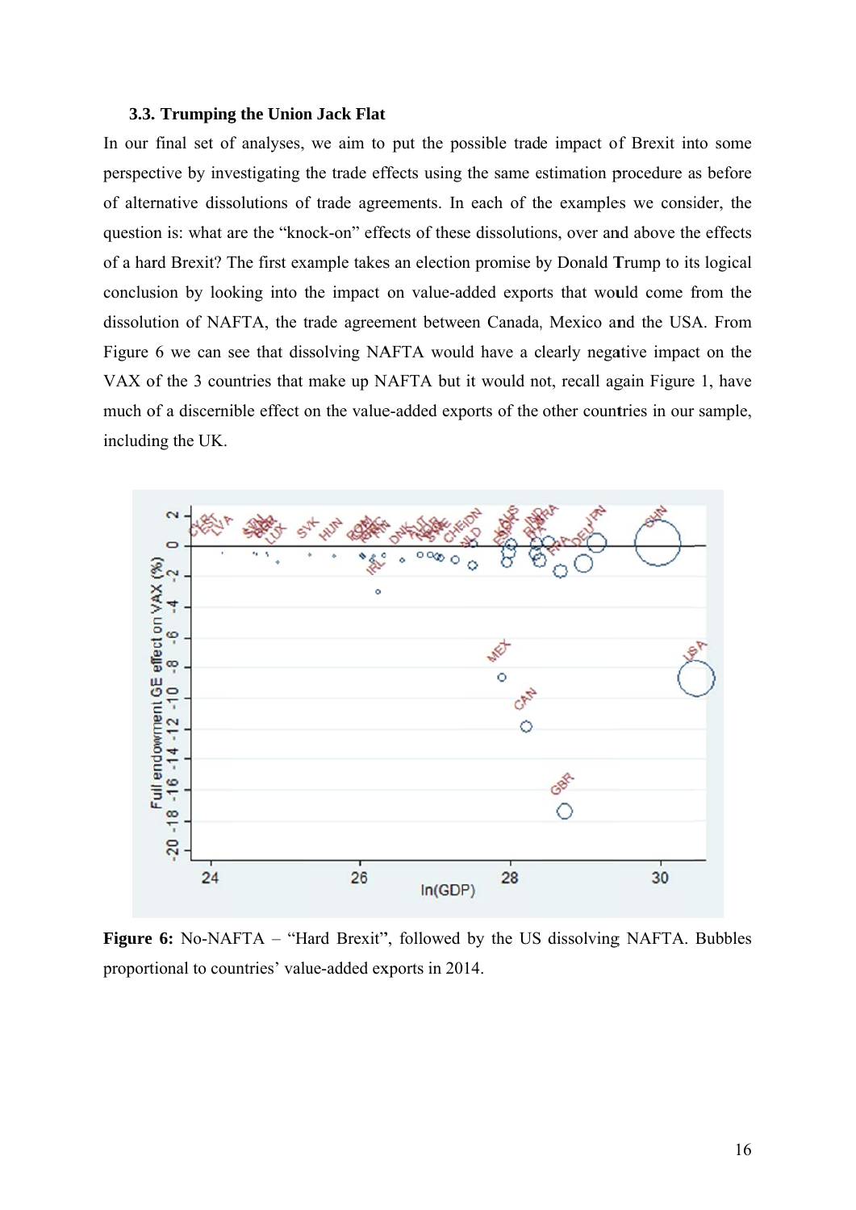### 3.3. Trumping the Union Jack Flat

In our final set of analyses, we aim to put the possible trade impact of Brexit into some perspective by investigating the trade effects using the same estimation procedure as before of alternative dissolutions of trade agreements. In each of the examples we consider, the question is: what are the "knock-on" effects of these dissolutions, over and above the effects of a hard Brexit? The first example takes an election promise by Donald Trump to its logical conclusion by looking into the impact on value-added exports that would come from the dissolution of NAFTA, the trade agreement between Canada, Mexico and the USA. From Figure 6 we can see that dissolving NAFTA would have a clearly negative impact on the VAX of the 3 countries that make up NAFTA but it would not, recall again Figure 1, have much of a discernible effect on the value-added exports of the other countries in our sample, including the UK.

**Figure 6:** No-NAFTA – "Hard Brexit", followed by the US dissolving NAFTA. Bubbles proportional to countries' value-added exports in 2014.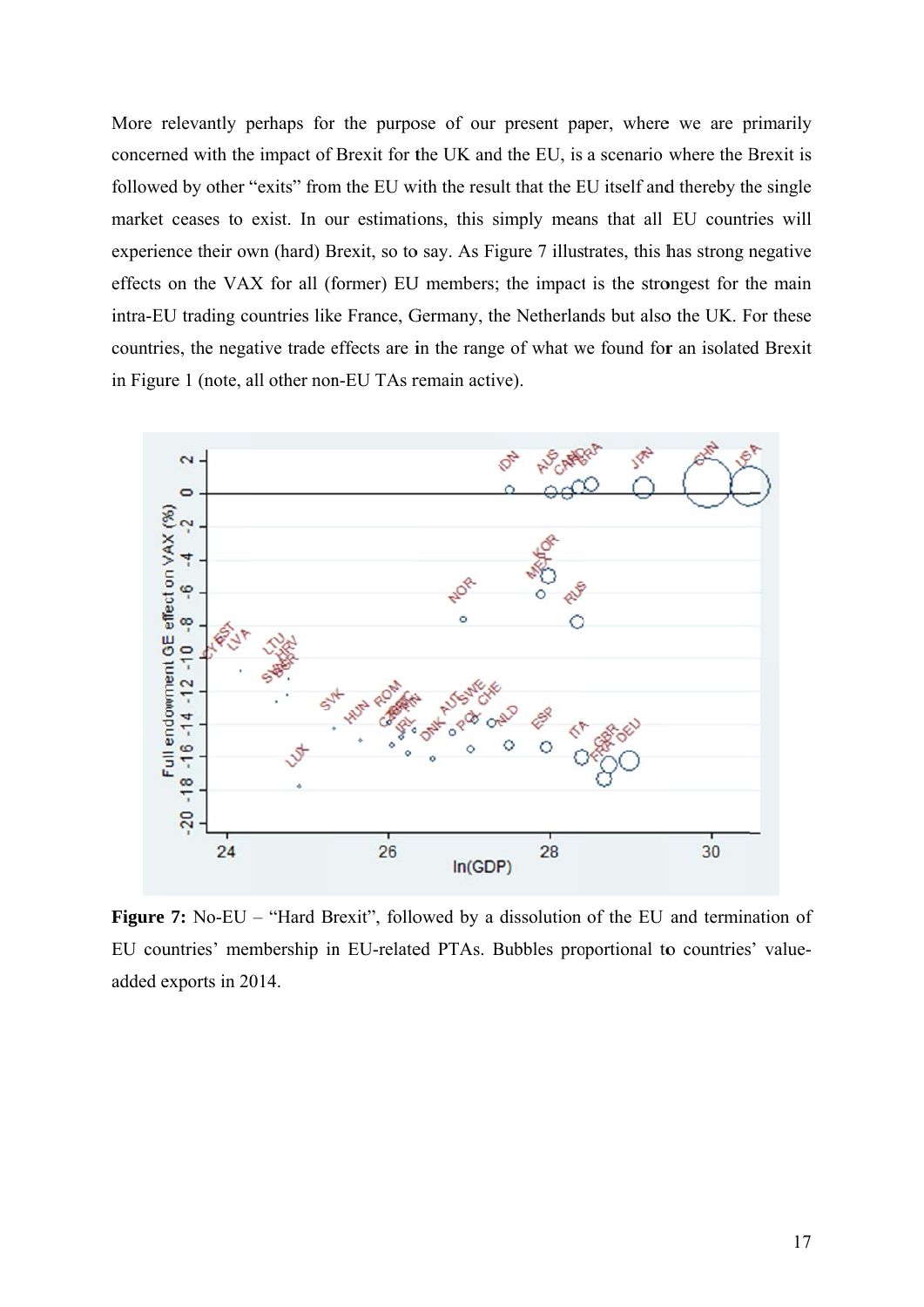More relevantly perhaps for the purpose of our present paper, where we are primarily concerned with the impact of Brexit for the UK and the EU, is a scenario where the Brexit is followed by other "exits" from the EU with the result that the EU itself and thereby the single market ceases to exist. In our estimations, this simply means that all EU countries will experience their own (hard) Brexit, so to say. As Figure 7 illustrates, this has strong negative effects on the VAX for all (former) EU members; the impact is the strongest for the main intra-EU trading countries like France, Germany, the Netherlands but also the UK. For these countries, the negative trade effects are in the range of what we found for an isolated Brexit in Figure 1 (note, all other non-EU TAs remain active).

**Figure 7:** No-EU – "Hard Brexit", followed by a dissolution of the EU and termination of EU countries' membership in EU-related PTAs. Bubbles proportional to countries' value-added exports in 2014.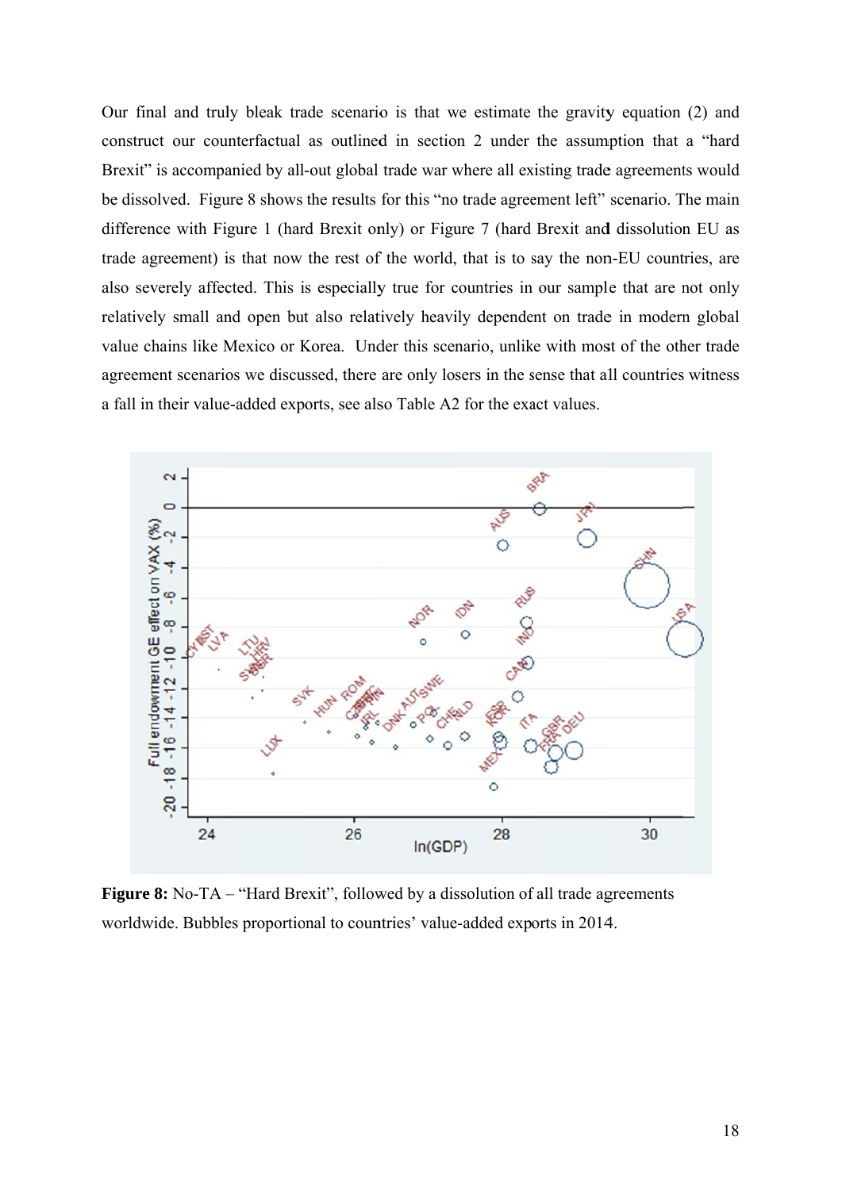Our final and truly bleak trade scenario is that we estimate the gravity equation (2) and construct our counterfactual as outlined in section 2 under the assumption that a "hard Brexit" is accompanied by all-out global trade war where all existing trade agreements would be dissolved. Figure 8 shows the results for this "no trade agreement left" scenario. The main difference with Figure 1 (hard Brexit only) or Figure 7 (hard Brexit and dissolution EU as trade agreement) is that now the rest of the world, that is to say the non-EU countries, are also severely affected. This is especially true for countries in our sample that are not only relatively small and open but also relatively heavily dependent on trade in modern global value chains like Mexico or Korea. Under this scenario, unlike with most of the other trade agreement scenarios we discussed, there are only losers in the sense that all countries witness a fall in their value-added exports, see also Table A2 for the exact values.

**Figure 8:** No-TA – "Hard Brexit", followed by a dissolution of all trade agreements worldwide. Bubbles proportional to countries' value-added exports in 2014.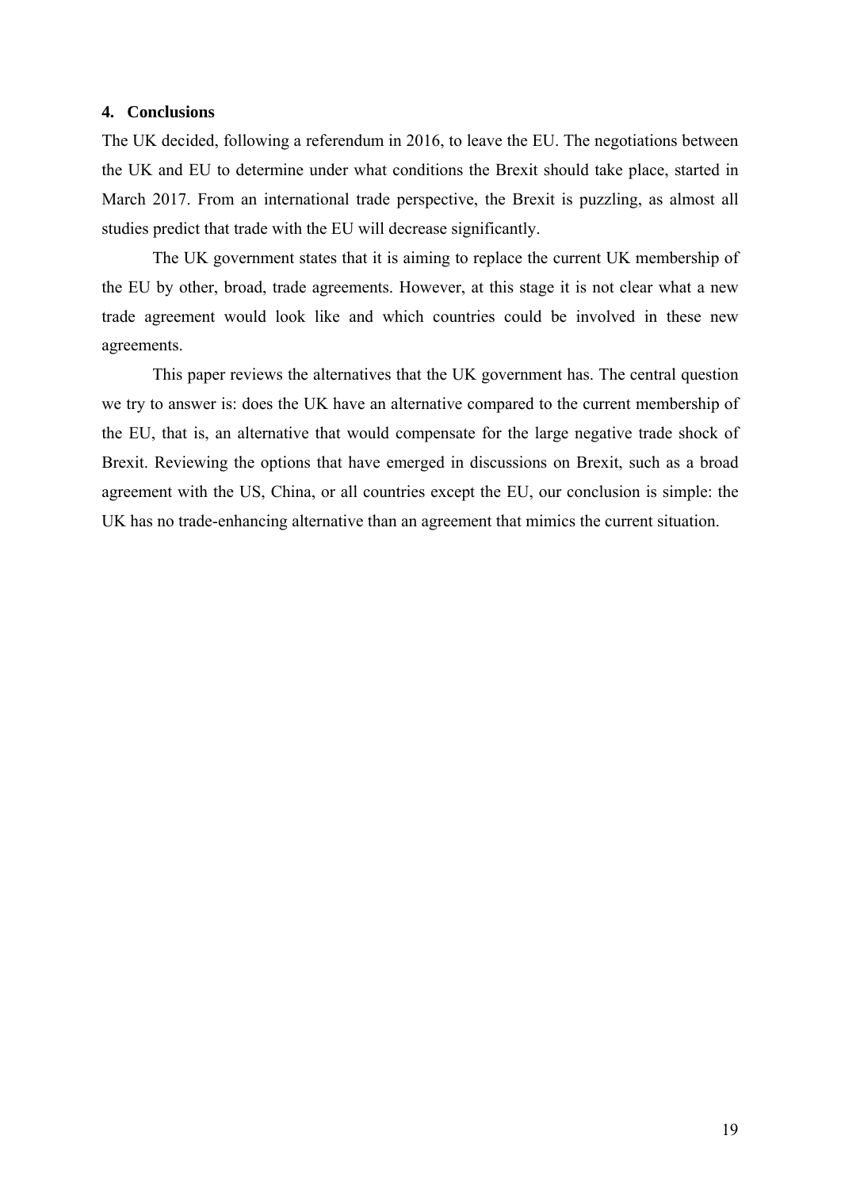## 4. Conclusions

The UK decided, following a referendum in 2016, to leave the EU. The negotiations between the UK and EU to determine under what conditions the Brexit should take place, started in March 2017. From an international trade perspective, the Brexit is puzzling, as almost all studies predict that trade with the EU will decrease significantly.

The UK government states that it is aiming to replace the current UK membership of the EU by other, broad, trade agreements. However, at this stage it is not clear what a new trade agreement would look like and which countries could be involved in these new agreements.

This paper reviews the alternatives that the UK government has. The central question we try to answer is: does the UK have an alternative compared to the current membership of the EU, that is, an alternative that would compensate for the large negative trade shock of Brexit. Reviewing the options that have emerged in discussions on Brexit, such as a broad agreement with the US, China, or all countries except the EU, our conclusion is simple: the UK has no trade-enhancing alternative than an agreement that mimics the current situation.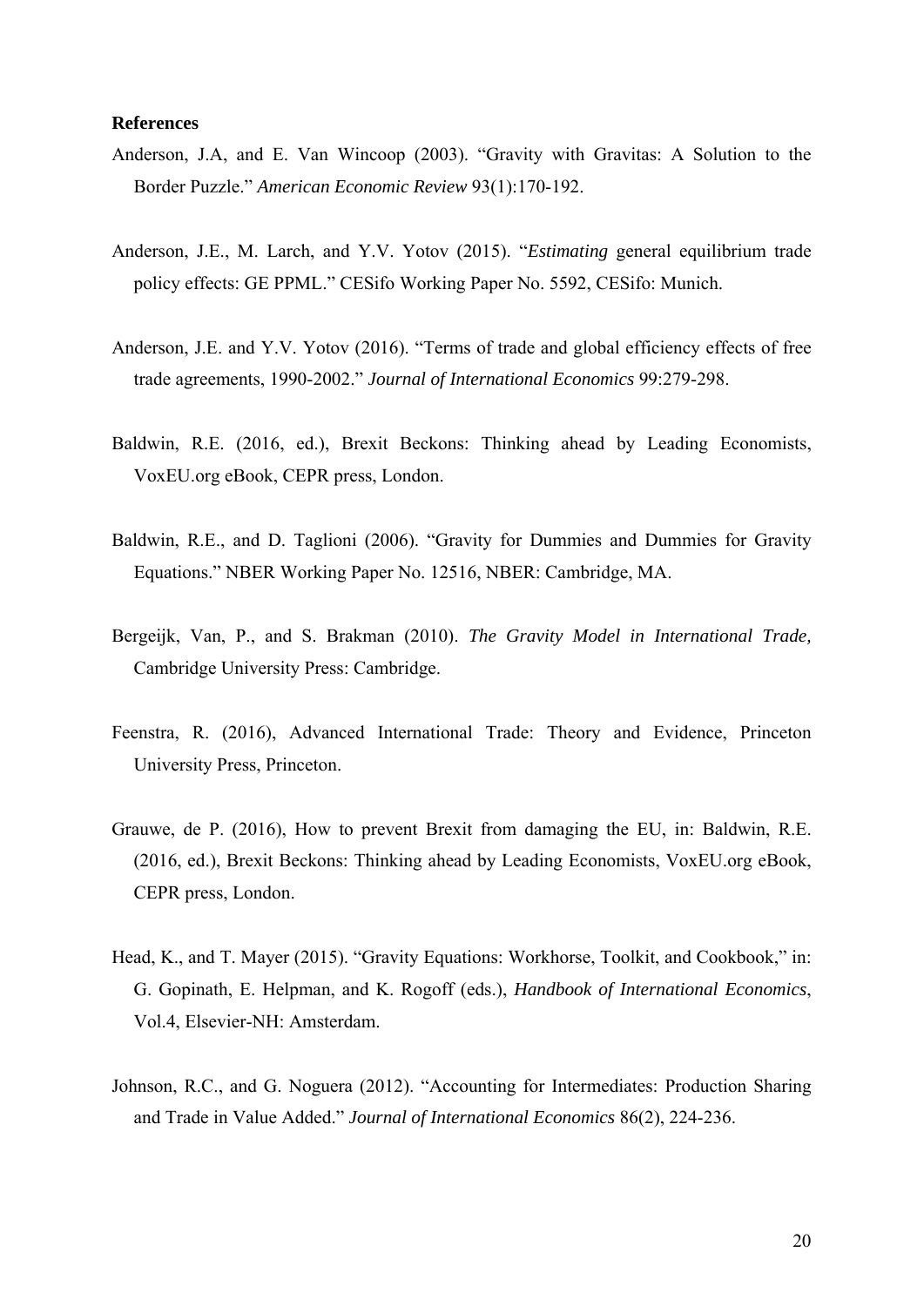**References**

Anderson, J.A, and E. Van Wincoop (2003). "Gravity with Gravitas: A Solution to the Border Puzzle." *American Economic Review* 93(1):170-192.

Anderson, J.E., M. Larch, and Y.V. Yotov (2015). "*Estimating* general equilibrium trade policy effects: GE PPML." CESifo Working Paper No. 5592, CESifo: Munich.

Anderson, J.E. and Y.V. Yotov (2016). "Terms of trade and global efficiency effects of free trade agreements, 1990-2002." *Journal of International Economics* 99:279-298.

Baldwin, R.E. (2016, ed.), Brexit Beckons: Thinking ahead by Leading Economists, VoxEU.org eBook, CEPR press, London.

Baldwin, R.E., and D. Taglioni (2006). "Gravity for Dummies and Dummies for Gravity Equations." NBER Working Paper No. 12516, NBER: Cambridge, MA.

Bergeijk, Van, P., and S. Brakman (2010). *The Gravity Model in International Trade,* Cambridge University Press: Cambridge.

Feenstra, R. (2016), Advanced International Trade: Theory and Evidence, Princeton University Press, Princeton.

Grauwe, de P. (2016), How to prevent Brexit from damaging the EU, in: Baldwin, R.E. (2016, ed.), Brexit Beckons: Thinking ahead by Leading Economists, VoxEU.org eBook, CEPR press, London.

Head, K., and T. Mayer (2015). "Gravity Equations: Workhorse, Toolkit, and Cookbook," in: G. Gopinath, E. Helpman, and K. Rogoff (eds.), *Handbook of International Economics*, Vol.4, Elsevier-NH: Amsterdam.

Johnson, R.C., and G. Noguera (2012). "Accounting for Intermediates: Production Sharing and Trade in Value Added." *Journal of International Economics* 86(2), 224-236.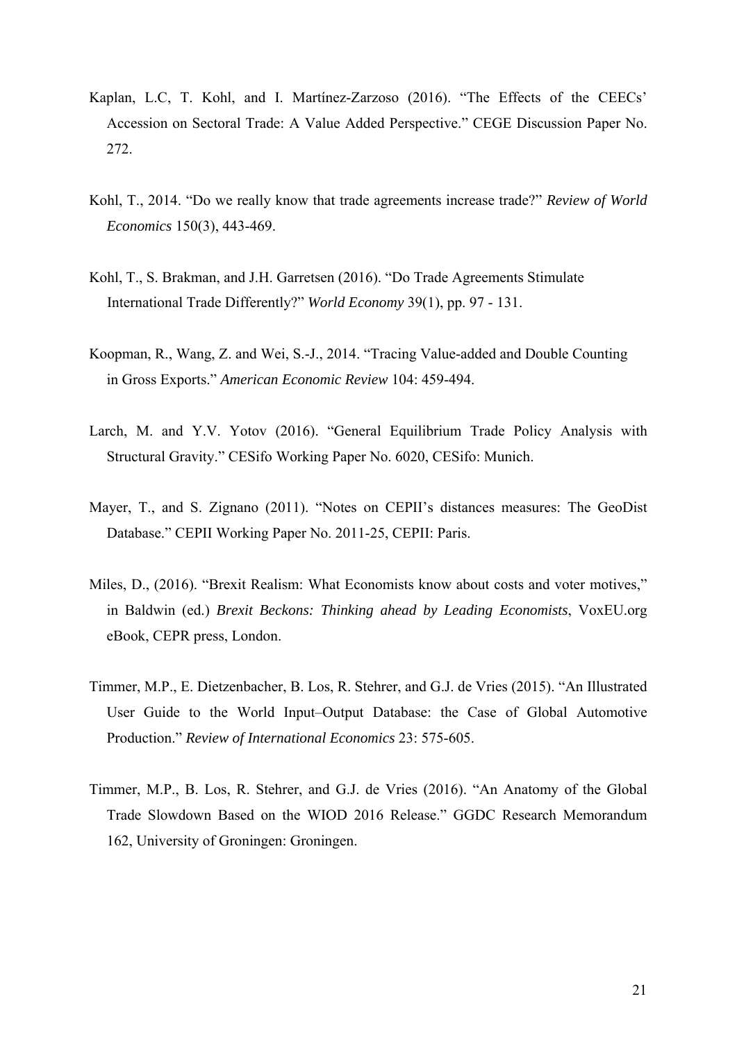Kaplan, L.C, T. Kohl, and I. Martínez-Zarzoso (2016). "The Effects of the CEECs' Accession on Sectoral Trade: A Value Added Perspective." CEGE Discussion Paper No. 272.

Kohl, T., 2014. "Do we really know that trade agreements increase trade?" *Review of World Economics* 150(3), 443-469.

Kohl, T., S. Brakman, and J.H. Garretsen (2016). "Do Trade Agreements Stimulate International Trade Differently?" *World Economy* 39(1), pp. 97 - 131.

Koopman, R., Wang, Z. and Wei, S.-J., 2014. "Tracing Value-added and Double Counting in Gross Exports." *American Economic Review* 104: 459-494.

Larch, M. and Y.V. Yotov (2016). "General Equilibrium Trade Policy Analysis with Structural Gravity." CESifo Working Paper No. 6020, CESifo: Munich.

Mayer, T., and S. Zignano (2011). "Notes on CEPII's distances measures: The GeoDist Database." CEPII Working Paper No. 2011-25, CEPII: Paris.

Miles, D., (2016). "Brexit Realism: What Economists know about costs and voter motives," in Baldwin (ed.) *Brexit Beckons: Thinking ahead by Leading Economists*, VoxEU.org eBook, CEPR press, London.

Timmer, M.P., E. Dietzenbacher, B. Los, R. Stehrer, and G.J. de Vries (2015). "An Illustrated User Guide to the World Input–Output Database: the Case of Global Automotive Production." *Review of International Economics* 23: 575-605.

Timmer, M.P., B. Los, R. Stehrer, and G.J. de Vries (2016). "An Anatomy of the Global Trade Slowdown Based on the WIOD 2016 Release." GGDC Research Memorandum 162, University of Groningen: Groningen.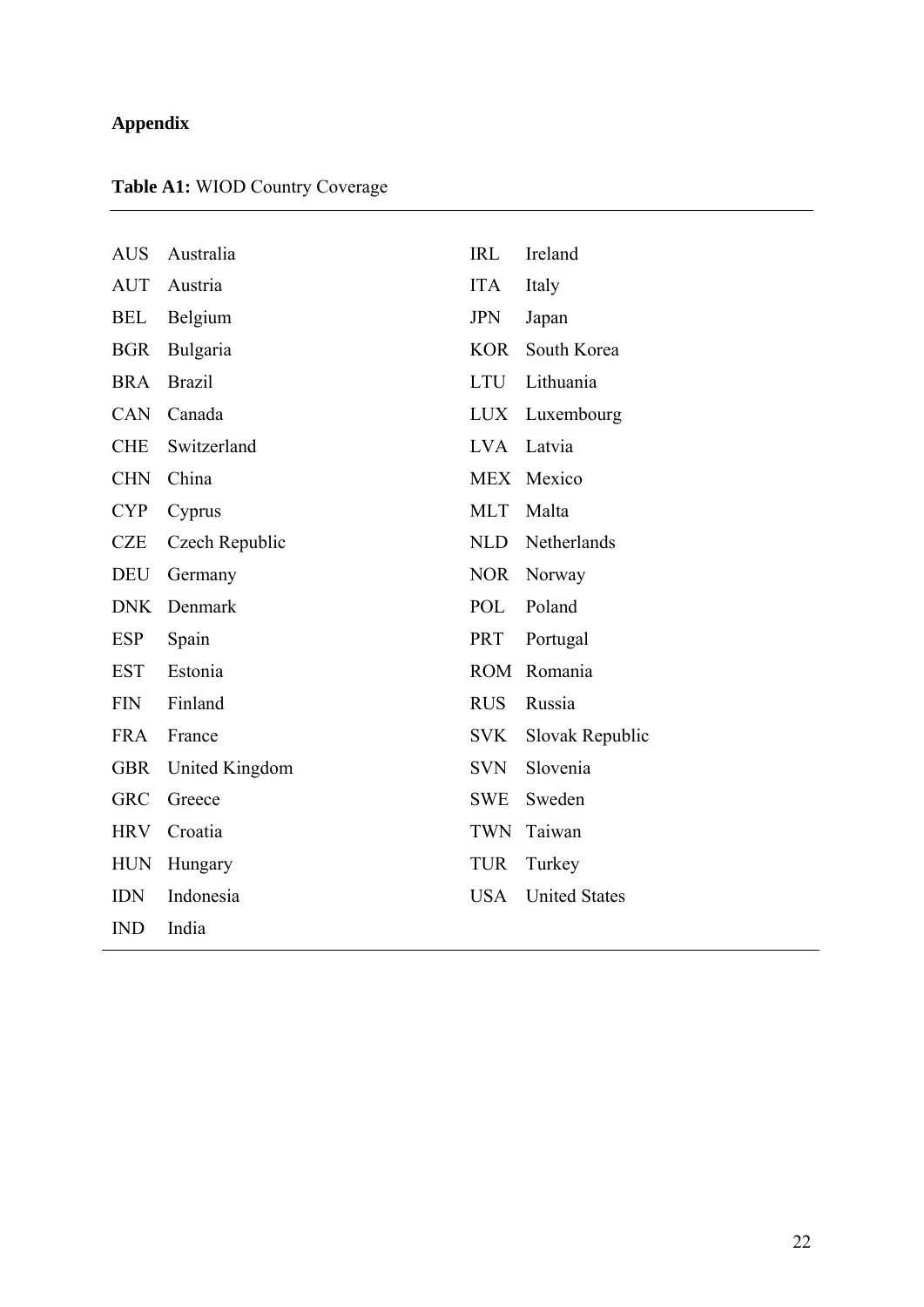## Appendix

**Table A1:** WIOD Country Coverage

| | | | |
|---|---|---|---|
| AUS | Australia | IRL | Ireland |
| AUT | Austria | ITA | Italy |
| BEL | Belgium | JPN | Japan |
| BGR | Bulgaria | KOR | South Korea |
| BRA | Brazil | LTU | Lithuania |
| CAN | Canada | LUX | Luxembourg |
| CHE | Switzerland | LVA | Latvia |
| CHN | China | MEX | Mexico |
| CYP | Cyprus | MLT | Malta |
| CZE | Czech Republic | NLD | Netherlands |
| DEU | Germany | NOR | Norway |
| DNK | Denmark | POL | Poland |
| ESP | Spain | PRT | Portugal |
| EST | Estonia | ROM | Romania |
| FIN | Finland | RUS | Russia |
| FRA | France | SVK | Slovak Republic |
| GBR | United Kingdom | SVN | Slovenia |
| GRC | Greece | SWE | Sweden |
| HRV | Croatia | TWN | Taiwan |
| HUN | Hungary | TUR | Turkey |
| IDN | Indonesia | USA | United States |
| IND | India | | |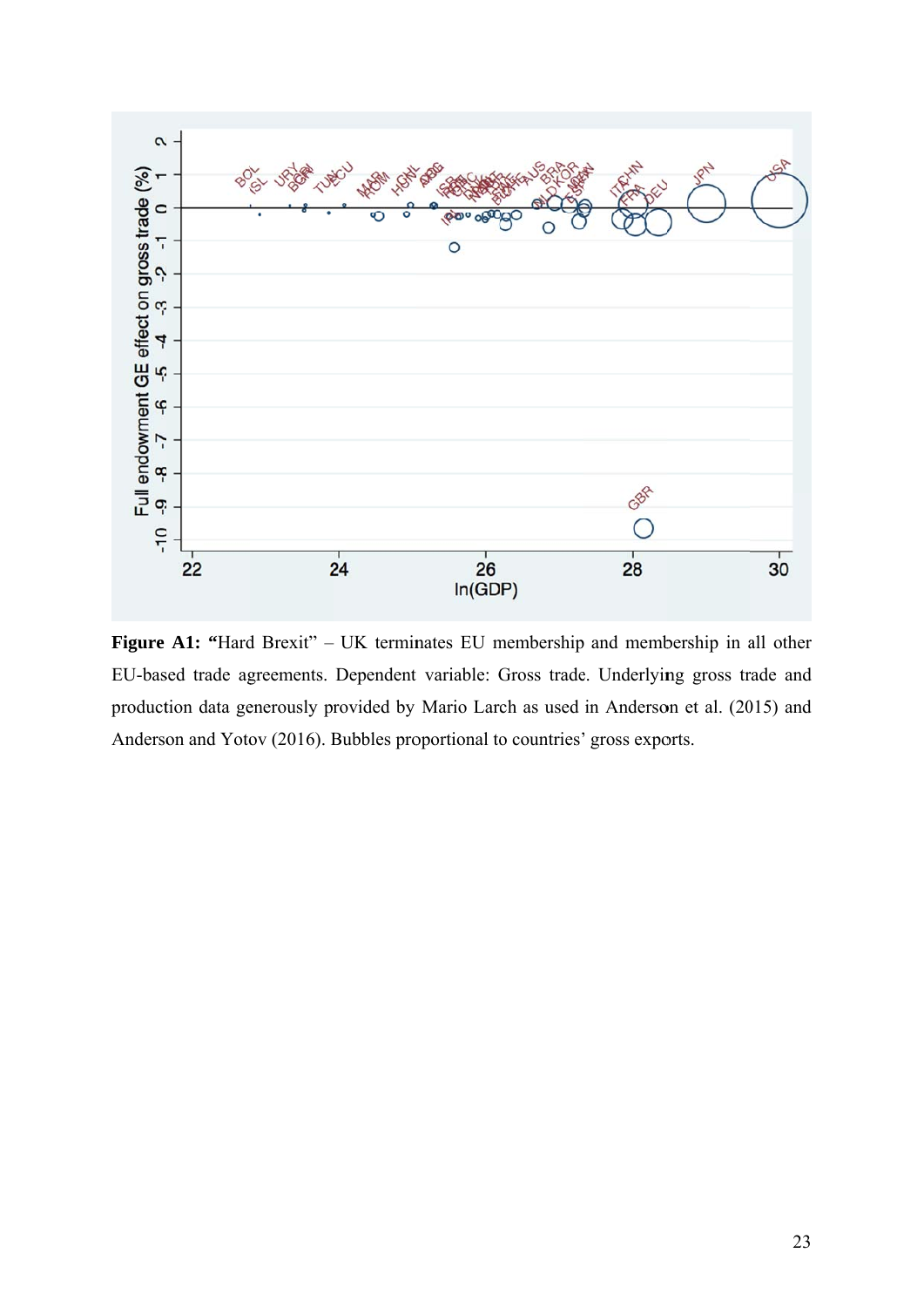**Figure A1:** **"**Hard Brexit" – UK terminates EU membership and membership in all other EU-based trade agreements. Dependent variable: Gross trade. Underlying gross trade and production data generously provided by Mario Larch as used in Anderson et al. (2015) and Anderson and Yotov (2016). Bubbles proportional to countries' gross exports.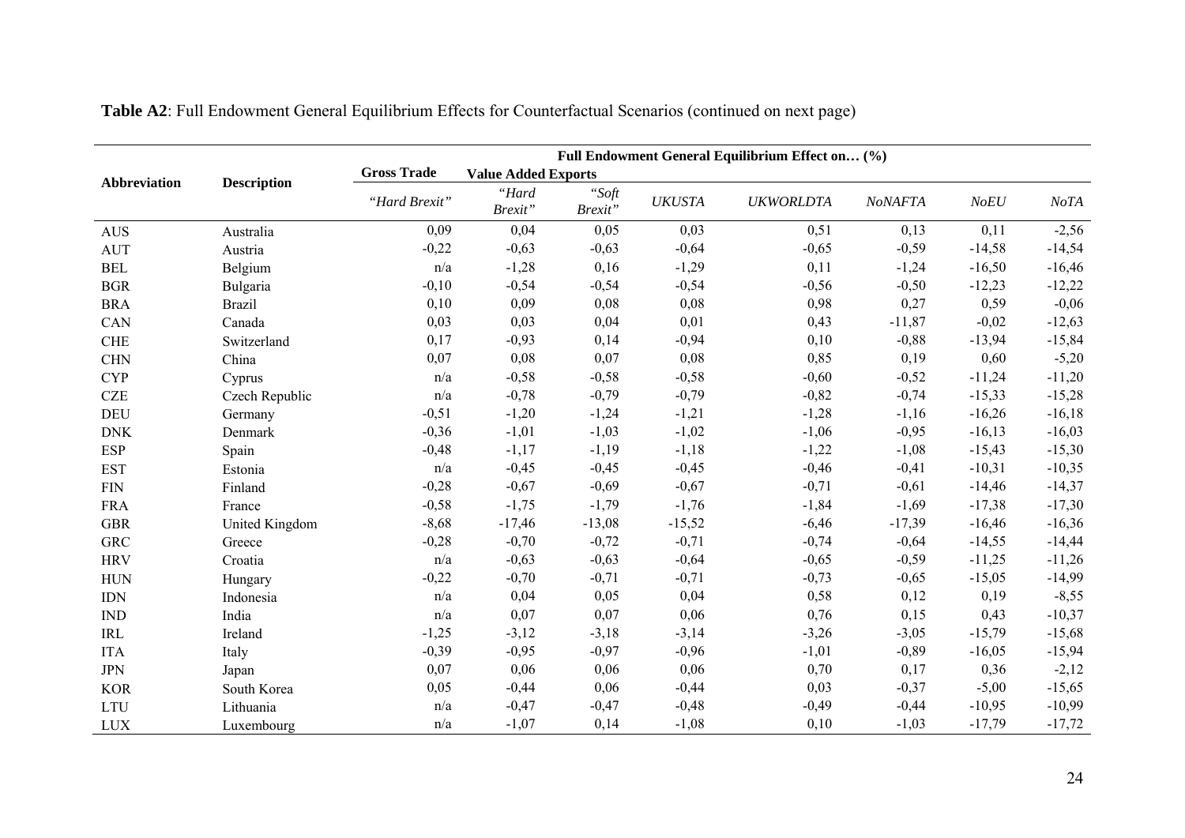**Table A2**: Full Endowment General Equilibrium Effects for Counterfactual Scenarios (continued on next page)

| Abbreviation | Description | Full Endowment General Equilibrium Effect on… (%) | | | | | | | |
|---|---|---|---|---|---|---|---|---|---|
| | | Gross Trade | Value Added Exports | | | | | | |
| | | *"Hard Brexit"* | *"Hard Brexit"* | *"Soft Brexit"* | *UKUSTA* | *UKWORLDTA* | *NoNAFTA* | *NoEU* | *NoTA* |
| AUS | Australia | 0,09 | 0,04 | 0,05 | 0,03 | 0,51 | 0,13 | 0,11 | -2,56 |
| AUT | Austria | -0,22 | -0,63 | -0,63 | -0,64 | -0,65 | -0,59 | -14,58 | -14,54 |
| BEL | Belgium | n/a | -1,28 | 0,16 | -1,29 | 0,11 | -1,24 | -16,50 | -16,46 |
| BGR | Bulgaria | -0,10 | -0,54 | -0,54 | -0,54 | -0,56 | -0,50 | -12,23 | -12,22 |
| BRA | Brazil | 0,10 | 0,09 | 0,08 | 0,08 | 0,98 | 0,27 | 0,59 | -0,06 |
| CAN | Canada | 0,03 | 0,03 | 0,04 | 0,01 | 0,43 | -11,87 | -0,02 | -12,63 |
| CHE | Switzerland | 0,17 | -0,93 | 0,14 | -0,94 | 0,10 | -0,88 | -13,94 | -15,84 |
| CHN | China | 0,07 | 0,08 | 0,07 | 0,08 | 0,85 | 0,19 | 0,60 | -5,20 |
| CYP | Cyprus | n/a | -0,58 | -0,58 | -0,58 | -0,60 | -0,52 | -11,24 | -11,20 |
| CZE | Czech Republic | n/a | -0,78 | -0,79 | -0,79 | -0,82 | -0,74 | -15,33 | -15,28 |
| DEU | Germany | -0,51 | -1,20 | -1,24 | -1,21 | -1,28 | -1,16 | -16,26 | -16,18 |
| DNK | Denmark | -0,36 | -1,01 | -1,03 | -1,02 | -1,06 | -0,95 | -16,13 | -16,03 |
| ESP | Spain | -0,48 | -1,17 | -1,19 | -1,18 | -1,22 | -1,08 | -15,43 | -15,30 |
| EST | Estonia | n/a | -0,45 | -0,45 | -0,45 | -0,46 | -0,41 | -10,31 | -10,35 |
| FIN | Finland | -0,28 | -0,67 | -0,69 | -0,67 | -0,71 | -0,61 | -14,46 | -14,37 |
| FRA | France | -0,58 | -1,75 | -1,79 | -1,76 | -1,84 | -1,69 | -17,38 | -17,30 |
| GBR | United Kingdom | -8,68 | -17,46 | -13,08 | -15,52 | -6,46 | -17,39 | -16,46 | -16,36 |
| GRC | Greece | -0,28 | -0,70 | -0,72 | -0,71 | -0,74 | -0,64 | -14,55 | -14,44 |
| HRV | Croatia | n/a | -0,63 | -0,63 | -0,64 | -0,65 | -0,59 | -11,25 | -11,26 |
| HUN | Hungary | -0,22 | -0,70 | -0,71 | -0,71 | -0,73 | -0,65 | -15,05 | -14,99 |
| IDN | Indonesia | n/a | 0,04 | 0,05 | 0,04 | 0,58 | 0,12 | 0,19 | -8,55 |
| IND | India | n/a | 0,07 | 0,07 | 0,06 | 0,76 | 0,15 | 0,43 | -10,37 |
| IRL | Ireland | -1,25 | -3,12 | -3,18 | -3,14 | -3,26 | -3,05 | -15,79 | -15,68 |
| ITA | Italy | -0,39 | -0,95 | -0,97 | -0,96 | -1,01 | -0,89 | -16,05 | -15,94 |
| JPN | Japan | 0,07 | 0,06 | 0,06 | 0,06 | 0,70 | 0,17 | 0,36 | -2,12 |
| KOR | South Korea | 0,05 | -0,44 | 0,06 | -0,44 | 0,03 | -0,37 | -5,00 | -15,65 |
| LTU | Lithuania | n/a | -0,47 | -0,47 | -0,48 | -0,49 | -0,44 | -10,95 | -10,99 |
| LUX | Luxembourg | n/a | -1,07 | 0,14 | -1,08 | 0,10 | -1,03 | -17,79 | -17,72 |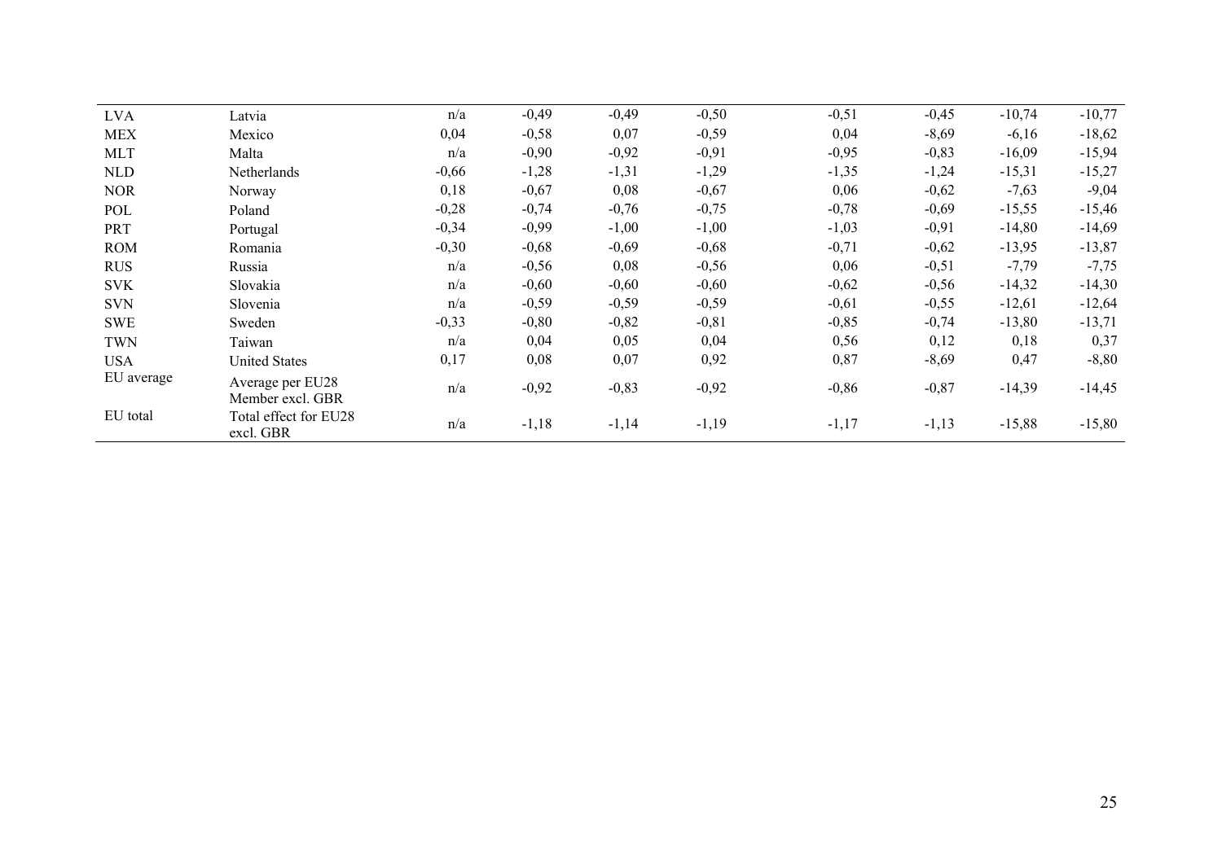| | | | | | | | | | |
|---|---|---|---|---|---|---|---|---|---|
| LVA | Latvia | n/a | -0,49 | -0,49 | -0,50 | -0,51 | -0,45 | -10,74 | -10,77 |
| MEX | Mexico | 0,04 | -0,58 | 0,07 | -0,59 | 0,04 | -8,69 | -6,16 | -18,62 |
| MLT | Malta | n/a | -0,90 | -0,92 | -0,91 | -0,95 | -0,83 | -16,09 | -15,94 |
| NLD | Netherlands | -0,66 | -1,28 | -1,31 | -1,29 | -1,35 | -1,24 | -15,31 | -15,27 |
| NOR | Norway | 0,18 | -0,67 | 0,08 | -0,67 | 0,06 | -0,62 | -7,63 | -9,04 |
| POL | Poland | -0,28 | -0,74 | -0,76 | -0,75 | -0,78 | -0,69 | -15,55 | -15,46 |
| PRT | Portugal | -0,34 | -0,99 | -1,00 | -1,00 | -1,03 | -0,91 | -14,80 | -14,69 |
| ROM | Romania | -0,30 | -0,68 | -0,69 | -0,68 | -0,71 | -0,62 | -13,95 | -13,87 |
| RUS | Russia | n/a | -0,56 | 0,08 | -0,56 | 0,06 | -0,51 | -7,79 | -7,75 |
| SVK | Slovakia | n/a | -0,60 | -0,60 | -0,60 | -0,62 | -0,56 | -14,32 | -14,30 |
| SVN | Slovenia | n/a | -0,59 | -0,59 | -0,59 | -0,61 | -0,55 | -12,61 | -12,64 |
| SWE | Sweden | -0,33 | -0,80 | -0,82 | -0,81 | -0,85 | -0,74 | -13,80 | -13,71 |
| TWN | Taiwan | n/a | 0,04 | 0,05 | 0,04 | 0,56 | 0,12 | 0,18 | 0,37 |
| USA | United States | 0,17 | 0,08 | 0,07 | 0,92 | 0,87 | -8,69 | 0,47 | -8,80 |
| EU average | Average per EU28 Member excl. GBR | n/a | -0,92 | -0,83 | -0,92 | -0,86 | -0,87 | -14,39 | -14,45 |
| EU total | Total effect for EU28 excl. GBR | n/a | -1,18 | -1,14 | -1,19 | -1,17 | -1,13 | -15,88 | -15,80 |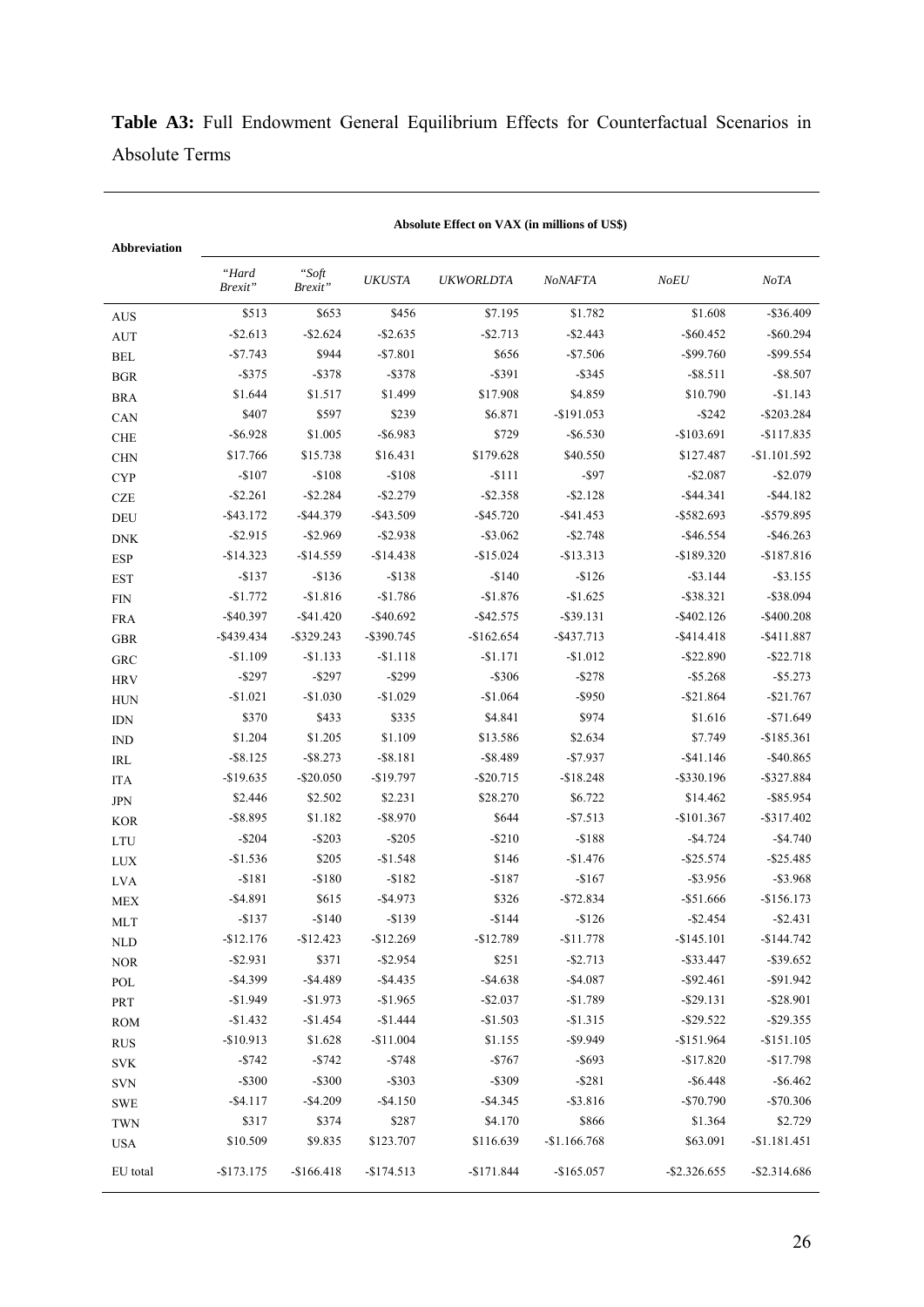**Table A3:** Full Endowment General Equilibrium Effects for Counterfactual Scenarios in Absolute Terms

| Abbreviation | Absolute Effect on VAX (in millions of US$) | | | | | | |
|---|---|---|---|---|---|---|---|
| | *"Hard Brexit"* | *"Soft Brexit"* | *UKUSTA* | *UKWORLDTA* | *NoNAFTA* | *NoEU* | *NoTA* |
| AUS | $513 | $653 | $456 | $7.195 | $1.782 | $1.608 | -$36.409 |
| AUT | -$2.613 | -$2.624 | -$2.635 | -$2.713 | -$2.443 | -$60.452 | -$60.294 |
| BEL | -$7.743 | $944 | -$7.801 | $656 | -$7.506 | -$99.760 | -$99.554 |
| BGR | -$375 | -$378 | -$378 | -$391 | -$345 | -$8.511 | -$8.507 |
| BRA | $1.644 | $1.517 | $1.499 | $17.908 | $4.859 | $10.790 | -$1.143 |
| CAN | $407 | $597 | $239 | $6.871 | -$191.053 | -$242 | -$203.284 |
| CHE | -$6.928 | $1.005 | -$6.983 | $729 | -$6.530 | -$103.691 | -$117.835 |
| CHN | $17.766 | $15.738 | $16.431 | $179.628 | $40.550 | $127.487 | -$1.101.592 |
| CYP | -$107 | -$108 | -$108 | -$111 | -$97 | -$2.087 | -$2.079 |
| CZE | -$2.261 | -$2.284 | -$2.279 | -$2.358 | -$2.128 | -$44.341 | -$44.182 |
| DEU | -$43.172 | -$44.379 | -$43.509 | -$45.720 | -$41.453 | -$582.693 | -$579.895 |
| DNK | -$2.915 | -$2.969 | -$2.938 | -$3.062 | -$2.748 | -$46.554 | -$46.263 |
| ESP | -$14.323 | -$14.559 | -$14.438 | -$15.024 | -$13.313 | -$189.320 | -$187.816 |
| EST | -$137 | -$136 | -$138 | -$140 | -$126 | -$3.144 | -$3.155 |
| FIN | -$1.772 | -$1.816 | -$1.786 | -$1.876 | -$1.625 | -$38.321 | -$38.094 |
| FRA | -$40.397 | -$41.420 | -$40.692 | -$42.575 | -$39.131 | -$402.126 | -$400.208 |
| GBR | -$439.434 | -$329.243 | -$390.745 | -$162.654 | -$437.713 | -$414.418 | -$411.887 |
| GRC | -$1.109 | -$1.133 | -$1.118 | -$1.171 | -$1.012 | -$22.890 | -$22.718 |
| HRV | -$297 | -$297 | -$299 | -$306 | -$278 | -$5.268 | -$5.273 |
| HUN | -$1.021 | -$1.030 | -$1.029 | -$1.064 | -$950 | -$21.864 | -$21.767 |
| IDN | $370 | $433 | $335 | $4.841 | $974 | $1.616 | -$71.649 |
| IND | $1.204 | $1.205 | $1.109 | $13.586 | $2.634 | $7.749 | -$185.361 |
| IRL | -$8.125 | -$8.273 | -$8.181 | -$8.489 | -$7.937 | -$41.146 | -$40.865 |
| ITA | -$19.635 | -$20.050 | -$19.797 | -$20.715 | -$18.248 | -$330.196 | -$327.884 |
| JPN | $2.446 | $2.502 | $2.231 | $28.270 | $6.722 | $14.462 | -$85.954 |
| KOR | -$8.895 | $1.182 | -$8.970 | $644 | -$7.513 | -$101.367 | -$317.402 |
| LTU | -$204 | -$203 | -$205 | -$210 | -$188 | -$4.724 | -$4.740 |
| LUX | -$1.536 | $205 | -$1.548 | $146 | -$1.476 | -$25.574 | -$25.485 |
| LVA | -$181 | -$180 | -$182 | -$187 | -$167 | -$3.956 | -$3.968 |
| MEX | -$4.891 | $615 | -$4.973 | $326 | -$72.834 | -$51.666 | -$156.173 |
| MLT | -$137 | -$140 | -$139 | -$144 | -$126 | -$2.454 | -$2.431 |
| NLD | -$12.176 | -$12.423 | -$12.269 | -$12.789 | -$11.778 | -$145.101 | -$144.742 |
| NOR | -$2.931 | $371 | -$2.954 | $251 | -$2.713 | -$33.447 | -$39.652 |
| POL | -$4.399 | -$4.489 | -$4.435 | -$4.638 | -$4.087 | -$92.461 | -$91.942 |
| PRT | -$1.949 | -$1.973 | -$1.965 | -$2.037 | -$1.789 | -$29.131 | -$28.901 |
| ROM | -$1.432 | -$1.454 | -$1.444 | -$1.503 | -$1.315 | -$29.522 | -$29.355 |
| RUS | -$10.913 | $1.628 | -$11.004 | $1.155 | -$9.949 | -$151.964 | -$151.105 |
| SVK | -$742 | -$742 | -$748 | -$767 | -$693 | -$17.820 | -$17.798 |
| SVN | -$300 | -$300 | -$303 | -$309 | -$281 | -$6.448 | -$6.462 |
| SWE | -$4.117 | -$4.209 | -$4.150 | -$4.345 | -$3.816 | -$70.790 | -$70.306 |
| TWN | $317 | $374 | $287 | $4.170 | $866 | $1.364 | $2.729 |
| USA | $10.509 | $9.835 | $123.707 | $116.639 | -$1.166.768 | $63.091 | -$1.181.451 |
| EU total | -$173.175 | -$166.418 | -$174.513 | -$171.844 | -$165.057 | -$2.326.655 | -$2.314.686 |